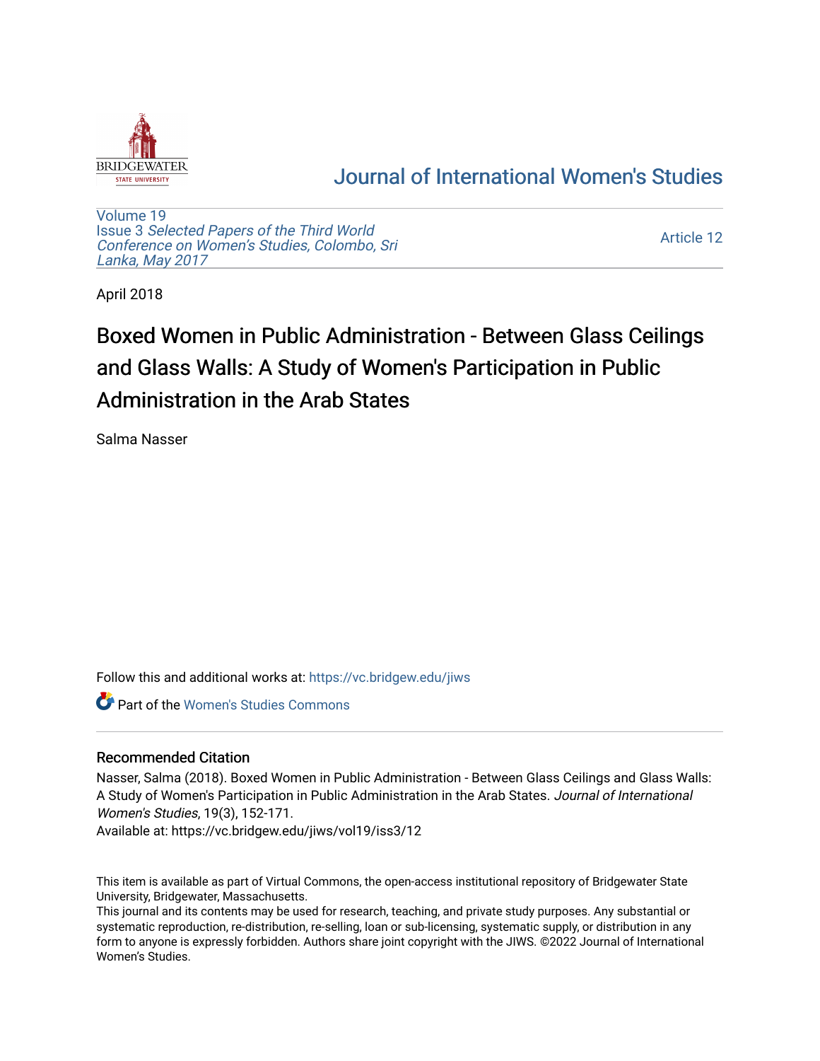BRIDGEWATER STATE UNIVERSITY

# Journal of International Women's Studies

Volume 19
Issue 3 *Selected Papers of the Third World Conference on Women's Studies, Colombo, Sri Lanka, May 2017*

Article 12

April 2018

# Boxed Women in Public Administration - Between Glass Ceilings and Glass Walls: A Study of Women's Participation in Public Administration in the Arab States

Salma Nasser

Follow this and additional works at: https://vc.bridgew.edu/jiws

Part of the Women's Studies Commons

## Recommended Citation

Nasser, Salma (2018). Boxed Women in Public Administration - Between Glass Ceilings and Glass Walls: A Study of Women's Participation in Public Administration in the Arab States. *Journal of International Women's Studies*, 19(3), 152-171.
Available at: https://vc.bridgew.edu/jiws/vol19/iss3/12

This item is available as part of Virtual Commons, the open-access institutional repository of Bridgewater State University, Bridgewater, Massachusetts.
This journal and its contents may be used for research, teaching, and private study purposes. Any substantial or systematic reproduction, re-distribution, re-selling, loan or sub-licensing, systematic supply, or distribution in any form to anyone is expressly forbidden. Authors share joint copyright with the JIWS. ©2022 Journal of International Women's Studies.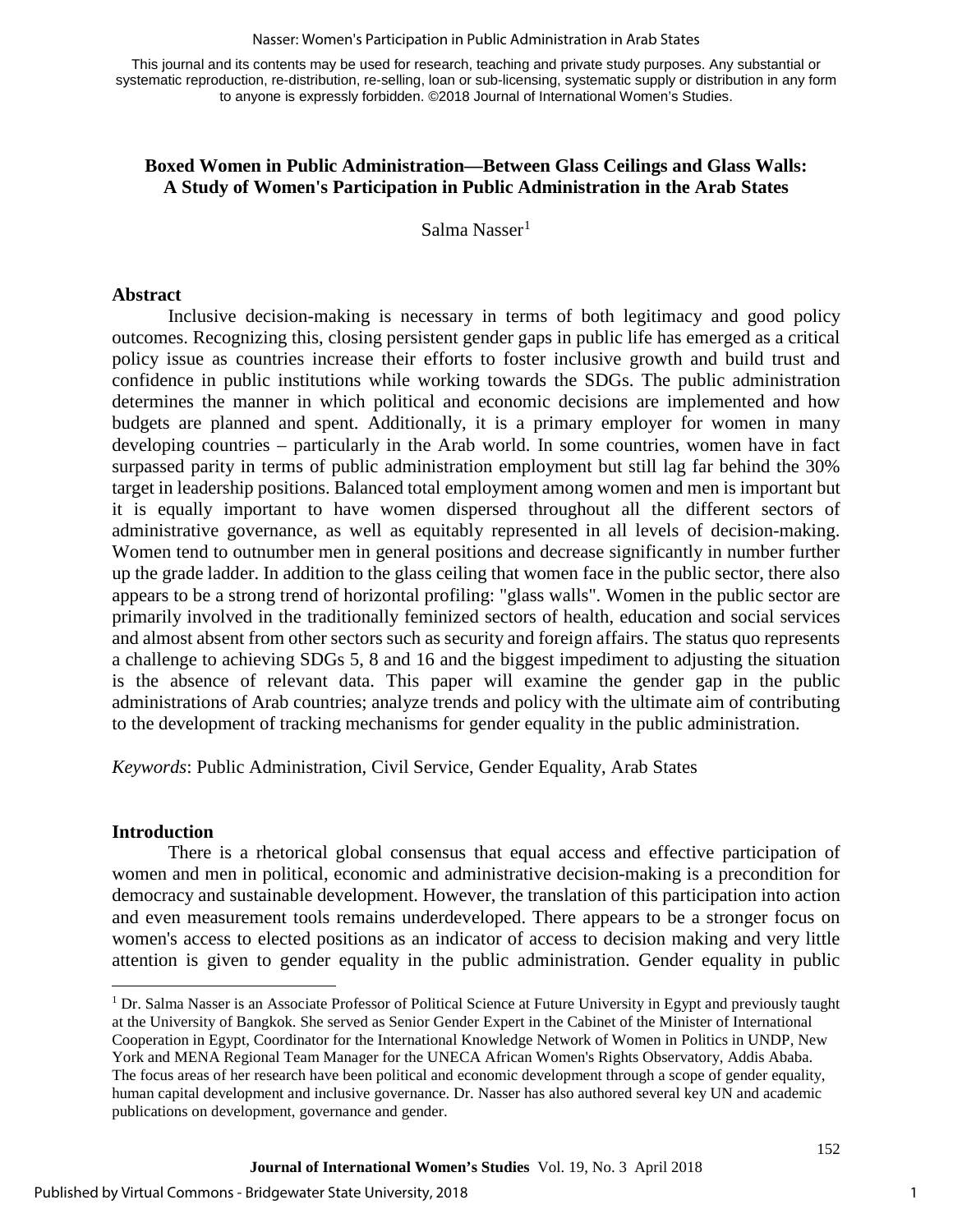This journal and its contents may be used for research, teaching and private study purposes. Any substantial or systematic reproduction, re-distribution, re-selling, loan or sub-licensing, systematic supply or distribution in any form to anyone is expressly forbidden. ©2018 Journal of International Women's Studies.

# Boxed Women in Public Administration—Between Glass Ceilings and Glass Walls: A Study of Women's Participation in Public Administration in the Arab States

Salma Nasser[1]

## Abstract

Inclusive decision-making is necessary in terms of both legitimacy and good policy outcomes. Recognizing this, closing persistent gender gaps in public life has emerged as a critical policy issue as countries increase their efforts to foster inclusive growth and build trust and confidence in public institutions while working towards the SDGs. The public administration determines the manner in which political and economic decisions are implemented and how budgets are planned and spent. Additionally, it is a primary employer for women in many developing countries – particularly in the Arab world. In some countries, women have in fact surpassed parity in terms of public administration employment but still lag far behind the 30% target in leadership positions. Balanced total employment among women and men is important but it is equally important to have women dispersed throughout all the different sectors of administrative governance, as well as equitably represented in all levels of decision-making. Women tend to outnumber men in general positions and decrease significantly in number further up the grade ladder. In addition to the glass ceiling that women face in the public sector, there also appears to be a strong trend of horizontal profiling: "glass walls". Women in the public sector are primarily involved in the traditionally feminized sectors of health, education and social services and almost absent from other sectors such as security and foreign affairs. The status quo represents a challenge to achieving SDGs 5, 8 and 16 and the biggest impediment to adjusting the situation is the absence of relevant data. This paper will examine the gender gap in the public administrations of Arab countries; analyze trends and policy with the ultimate aim of contributing to the development of tracking mechanisms for gender equality in the public administration.

*Keywords*: Public Administration, Civil Service, Gender Equality, Arab States

## Introduction

There is a rhetorical global consensus that equal access and effective participation of women and men in political, economic and administrative decision-making is a precondition for democracy and sustainable development. However, the translation of this participation into action and even measurement tools remains underdeveloped. There appears to be a stronger focus on women's access to elected positions as an indicator of access to decision making and very little attention is given to gender equality in the public administration. Gender equality in public

[1] Dr. Salma Nasser is an Associate Professor of Political Science at Future University in Egypt and previously taught at the University of Bangkok. She served as Senior Gender Expert in the Cabinet of the Minister of International Cooperation in Egypt, Coordinator for the International Knowledge Network of Women in Politics in UNDP, New York and MENA Regional Team Manager for the UNECA African Women's Rights Observatory, Addis Ababa. The focus areas of her research have been political and economic development through a scope of gender equality, human capital development and inclusive governance. Dr. Nasser has also authored several key UN and academic publications on development, governance and gender.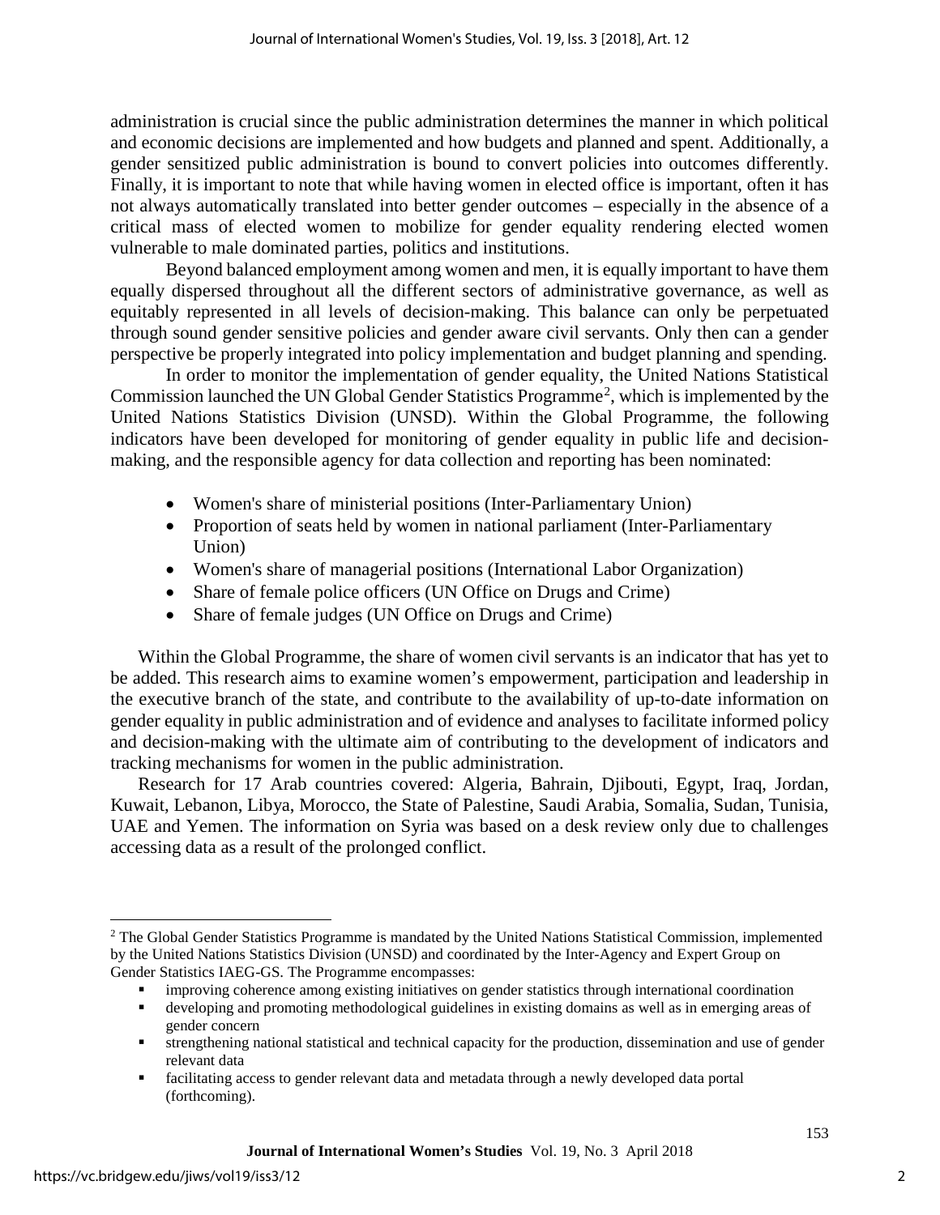administration is crucial since the public administration determines the manner in which political and economic decisions are implemented and how budgets and planned and spent. Additionally, a gender sensitized public administration is bound to convert policies into outcomes differently. Finally, it is important to note that while having women in elected office is important, often it has not always automatically translated into better gender outcomes – especially in the absence of a critical mass of elected women to mobilize for gender equality rendering elected women vulnerable to male dominated parties, politics and institutions.

Beyond balanced employment among women and men, it is equally important to have them equally dispersed throughout all the different sectors of administrative governance, as well as equitably represented in all levels of decision-making. This balance can only be perpetuated through sound gender sensitive policies and gender aware civil servants. Only then can a gender perspective be properly integrated into policy implementation and budget planning and spending.

In order to monitor the implementation of gender equality, the United Nations Statistical Commission launched the UN Global Gender Statistics Programme[2], which is implemented by the United Nations Statistics Division (UNSD). Within the Global Programme, the following indicators have been developed for monitoring of gender equality in public life and decision-making, and the responsible agency for data collection and reporting has been nominated:

- Women's share of ministerial positions (Inter-Parliamentary Union)
- Proportion of seats held by women in national parliament (Inter-Parliamentary Union)
- Women's share of managerial positions (International Labor Organization)
- Share of female police officers (UN Office on Drugs and Crime)
- Share of female judges (UN Office on Drugs and Crime)

Within the Global Programme, the share of women civil servants is an indicator that has yet to be added. This research aims to examine women's empowerment, participation and leadership in the executive branch of the state, and contribute to the availability of up-to-date information on gender equality in public administration and of evidence and analyses to facilitate informed policy and decision-making with the ultimate aim of contributing to the development of indicators and tracking mechanisms for women in the public administration.

Research for 17 Arab countries covered: Algeria, Bahrain, Djibouti, Egypt, Iraq, Jordan, Kuwait, Lebanon, Libya, Morocco, the State of Palestine, Saudi Arabia, Somalia, Sudan, Tunisia, UAE and Yemen. The information on Syria was based on a desk review only due to challenges accessing data as a result of the prolonged conflict.

---

[2] The Global Gender Statistics Programme is mandated by the United Nations Statistical Commission, implemented by the United Nations Statistics Division (UNSD) and coordinated by the Inter-Agency and Expert Group on Gender Statistics IAEG-GS. The Programme encompasses:

- improving coherence among existing initiatives on gender statistics through international coordination
- developing and promoting methodological guidelines in existing domains as well as in emerging areas of gender concern
- strengthening national statistical and technical capacity for the production, dissemination and use of gender relevant data
- facilitating access to gender relevant data and metadata through a newly developed data portal (forthcoming).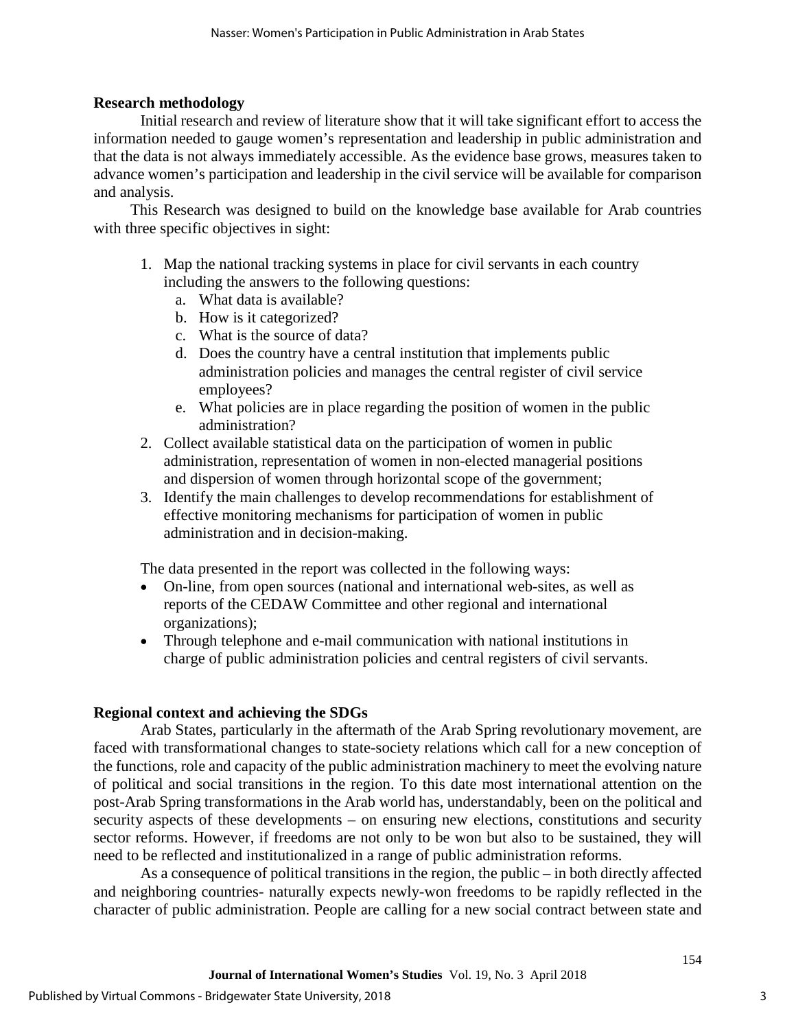### Research methodology

Initial research and review of literature show that it will take significant effort to access the information needed to gauge women's representation and leadership in public administration and that the data is not always immediately accessible. As the evidence base grows, measures taken to advance women's participation and leadership in the civil service will be available for comparison and analysis.

This Research was designed to build on the knowledge base available for Arab countries with three specific objectives in sight:

1. Map the national tracking systems in place for civil servants in each country including the answers to the following questions:
   a. What data is available?
   b. How is it categorized?
   c. What is the source of data?
   d. Does the country have a central institution that implements public administration policies and manages the central register of civil service employees?
   e. What policies are in place regarding the position of women in the public administration?
2. Collect available statistical data on the participation of women in public administration, representation of women in non-elected managerial positions and dispersion of women through horizontal scope of the government;
3. Identify the main challenges to develop recommendations for establishment of effective monitoring mechanisms for participation of women in public administration and in decision-making.

The data presented in the report was collected in the following ways:

- On-line, from open sources (national and international web-sites, as well as reports of the CEDAW Committee and other regional and international organizations);
- Through telephone and e-mail communication with national institutions in charge of public administration policies and central registers of civil servants.

### Regional context and achieving the SDGs

Arab States, particularly in the aftermath of the Arab Spring revolutionary movement, are faced with transformational changes to state-society relations which call for a new conception of the functions, role and capacity of the public administration machinery to meet the evolving nature of political and social transitions in the region. To this date most international attention on the post-Arab Spring transformations in the Arab world has, understandably, been on the political and security aspects of these developments – on ensuring new elections, constitutions and security sector reforms. However, if freedoms are not only to be won but also to be sustained, they will need to be reflected and institutionalized in a range of public administration reforms.

As a consequence of political transitions in the region, the public – in both directly affected and neighboring countries- naturally expects newly-won freedoms to be rapidly reflected in the character of public administration. People are calling for a new social contract between state and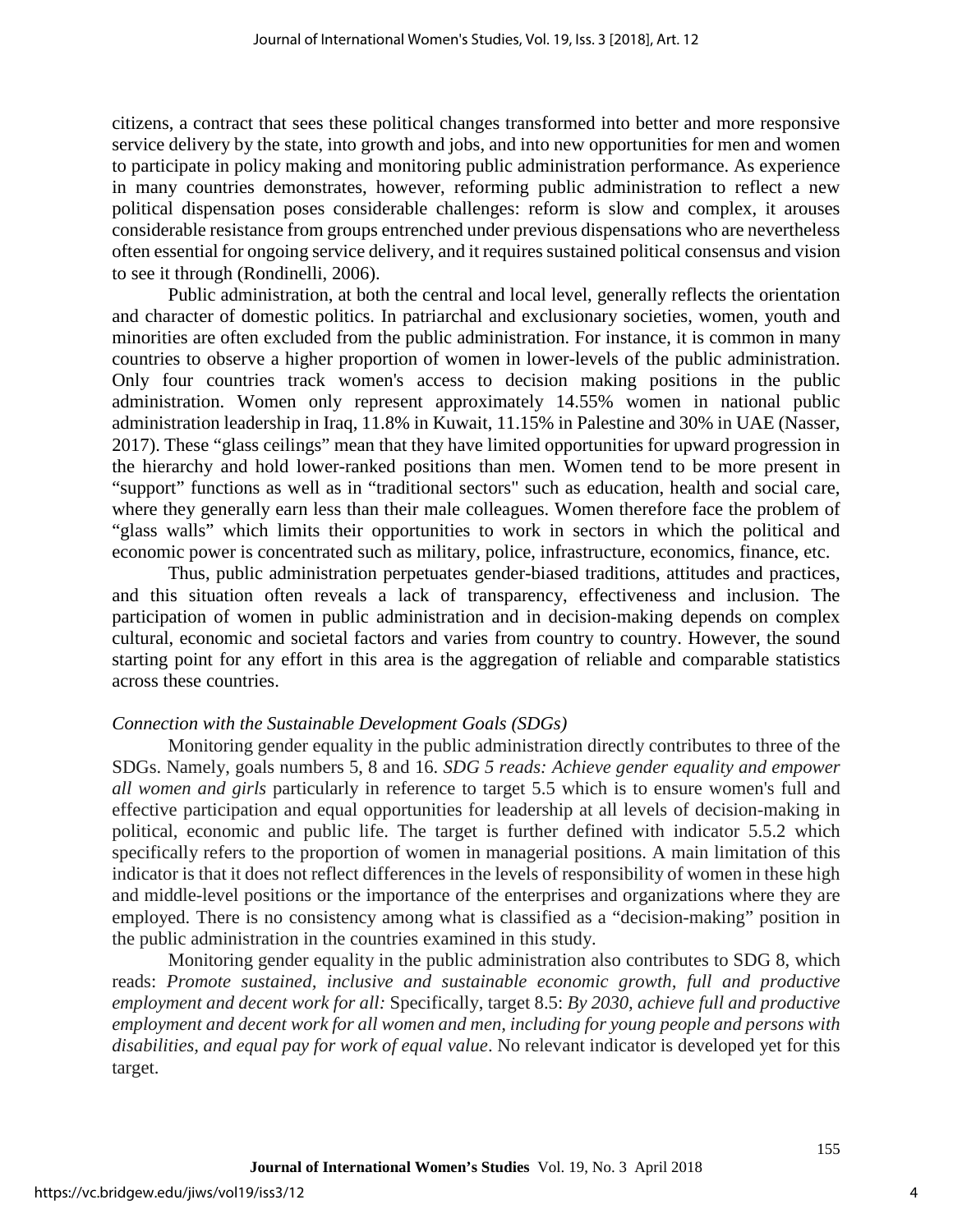citizens, a contract that sees these political changes transformed into better and more responsive service delivery by the state, into growth and jobs, and into new opportunities for men and women to participate in policy making and monitoring public administration performance. As experience in many countries demonstrates, however, reforming public administration to reflect a new political dispensation poses considerable challenges: reform is slow and complex, it arouses considerable resistance from groups entrenched under previous dispensations who are nevertheless often essential for ongoing service delivery, and it requires sustained political consensus and vision to see it through (Rondinelli, 2006).

Public administration, at both the central and local level, generally reflects the orientation and character of domestic politics. In patriarchal and exclusionary societies, women, youth and minorities are often excluded from the public administration. For instance, it is common in many countries to observe a higher proportion of women in lower-levels of the public administration. Only four countries track women's access to decision making positions in the public administration. Women only represent approximately 14.55% women in national public administration leadership in Iraq, 11.8% in Kuwait, 11.15% in Palestine and 30% in UAE (Nasser, 2017). These "glass ceilings" mean that they have limited opportunities for upward progression in the hierarchy and hold lower-ranked positions than men. Women tend to be more present in "support" functions as well as in "traditional sectors" such as education, health and social care, where they generally earn less than their male colleagues. Women therefore face the problem of "glass walls" which limits their opportunities to work in sectors in which the political and economic power is concentrated such as military, police, infrastructure, economics, finance, etc.

Thus, public administration perpetuates gender-biased traditions, attitudes and practices, and this situation often reveals a lack of transparency, effectiveness and inclusion. The participation of women in public administration and in decision-making depends on complex cultural, economic and societal factors and varies from country to country. However, the sound starting point for any effort in this area is the aggregation of reliable and comparable statistics across these countries.

*Connection with the Sustainable Development Goals (SDGs)*

Monitoring gender equality in the public administration directly contributes to three of the SDGs. Namely, goals numbers 5, 8 and 16. *SDG 5 reads: Achieve gender equality and empower all women and girls* particularly in reference to target 5.5 which is to ensure women's full and effective participation and equal opportunities for leadership at all levels of decision-making in political, economic and public life. The target is further defined with indicator 5.5.2 which specifically refers to the proportion of women in managerial positions. A main limitation of this indicator is that it does not reflect differences in the levels of responsibility of women in these high and middle-level positions or the importance of the enterprises and organizations where they are employed. There is no consistency among what is classified as a "decision-making" position in the public administration in the countries examined in this study.

Monitoring gender equality in the public administration also contributes to SDG 8, which reads: *Promote sustained, inclusive and sustainable economic growth, full and productive employment and decent work for all:* Specifically, target 8.5: *By 2030, achieve full and productive employment and decent work for all women and men, including for young people and persons with disabilities, and equal pay for work of equal value*. No relevant indicator is developed yet for this target.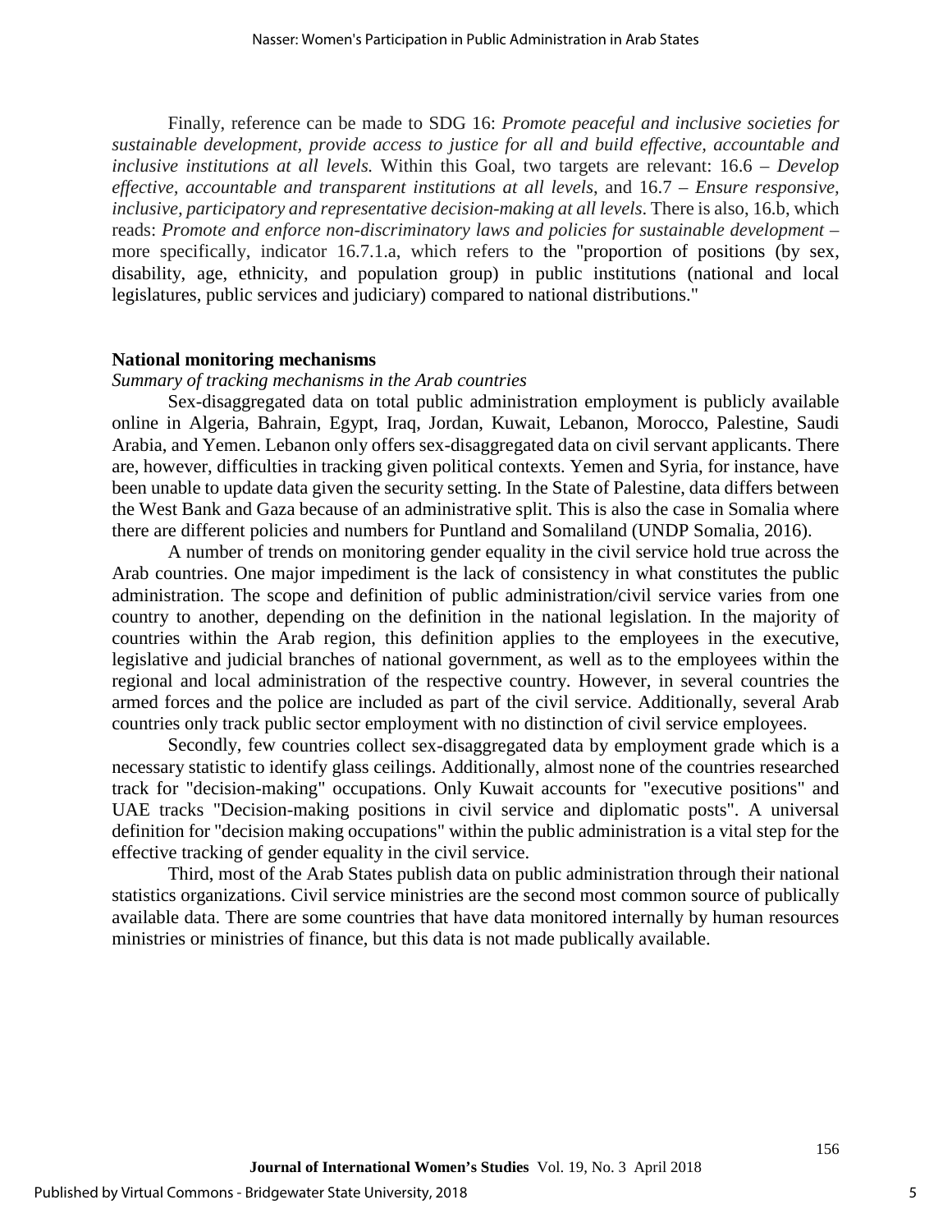Finally, reference can be made to SDG 16: *Promote peaceful and inclusive societies for sustainable development, provide access to justice for all and build effective, accountable and inclusive institutions at all levels.* Within this Goal, two targets are relevant: 16.6 – *Develop effective, accountable and transparent institutions at all levels*, and 16.7 – *Ensure responsive, inclusive, participatory and representative decision-making at all levels*. There is also, 16.b, which reads: *Promote and enforce non-discriminatory laws and policies for sustainable development* – more specifically, indicator 16.7.1.a, which refers to the "proportion of positions (by sex, disability, age, ethnicity, and population group) in public institutions (national and local legislatures, public services and judiciary) compared to national distributions."

## National monitoring mechanisms

*Summary of tracking mechanisms in the Arab countries*

Sex-disaggregated data on total public administration employment is publicly available online in Algeria, Bahrain, Egypt, Iraq, Jordan, Kuwait, Lebanon, Morocco, Palestine, Saudi Arabia, and Yemen. Lebanon only offers sex-disaggregated data on civil servant applicants. There are, however, difficulties in tracking given political contexts. Yemen and Syria, for instance, have been unable to update data given the security setting. In the State of Palestine, data differs between the West Bank and Gaza because of an administrative split. This is also the case in Somalia where there are different policies and numbers for Puntland and Somaliland (UNDP Somalia, 2016).

A number of trends on monitoring gender equality in the civil service hold true across the Arab countries. One major impediment is the lack of consistency in what constitutes the public administration. The scope and definition of public administration/civil service varies from one country to another, depending on the definition in the national legislation. In the majority of countries within the Arab region, this definition applies to the employees in the executive, legislative and judicial branches of national government, as well as to the employees within the regional and local administration of the respective country. However, in several countries the armed forces and the police are included as part of the civil service. Additionally, several Arab countries only track public sector employment with no distinction of civil service employees.

Secondly, few countries collect sex-disaggregated data by employment grade which is a necessary statistic to identify glass ceilings. Additionally, almost none of the countries researched track for "decision-making" occupations. Only Kuwait accounts for "executive positions" and UAE tracks "Decision-making positions in civil service and diplomatic posts". A universal definition for "decision making occupations" within the public administration is a vital step for the effective tracking of gender equality in the civil service.

Third, most of the Arab States publish data on public administration through their national statistics organizations. Civil service ministries are the second most common source of publically available data. There are some countries that have data monitored internally by human resources ministries or ministries of finance, but this data is not made publically available.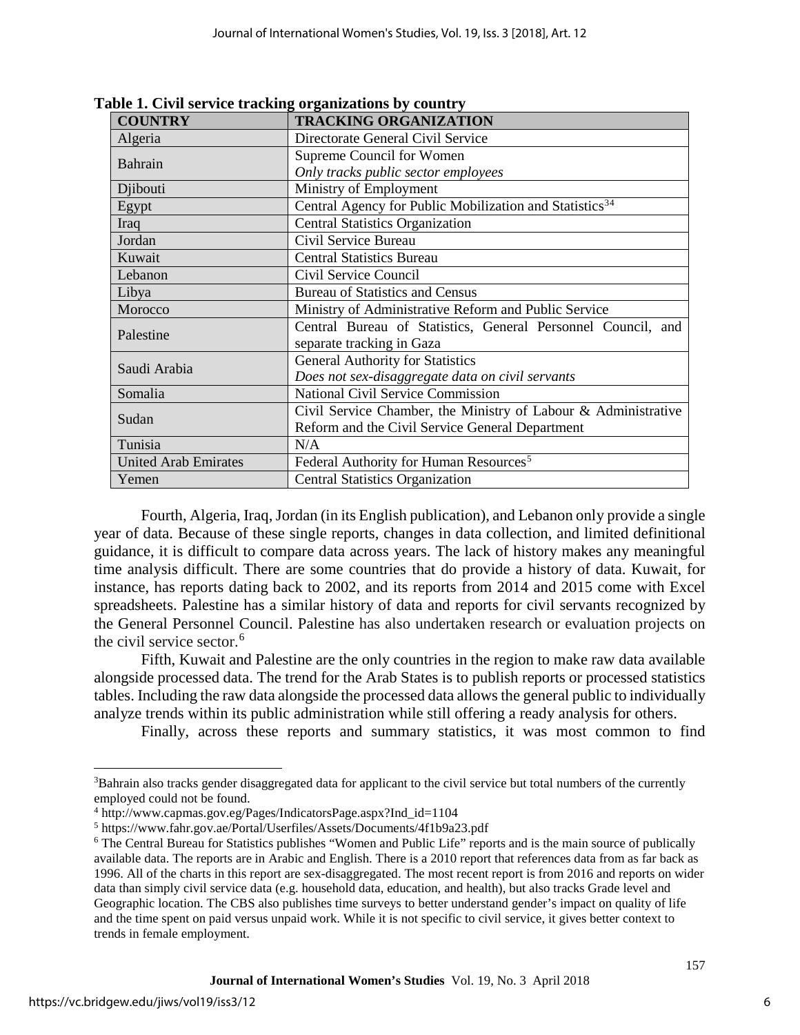**Table 1. Civil service tracking organizations by country**

| COUNTRY | TRACKING ORGANIZATION |
| --- | --- |
| Algeria | Directorate General Civil Service |
| Bahrain | Supreme Council for Women *Only tracks public sector employees* |
| Djibouti | Ministry of Employment |
| Egypt | Central Agency for Public Mobilization and Statistics[3][4] |
| Iraq | Central Statistics Organization |
| Jordan | Civil Service Bureau |
| Kuwait | Central Statistics Bureau |
| Lebanon | Civil Service Council |
| Libya | Bureau of Statistics and Census |
| Morocco | Ministry of Administrative Reform and Public Service |
| Palestine | Central Bureau of Statistics, General Personnel Council, and separate tracking in Gaza |
| Saudi Arabia | General Authority for Statistics *Does not sex-disaggregate data on civil servants* |
| Somalia | National Civil Service Commission |
| Sudan | Civil Service Chamber, the Ministry of Labour & Administrative Reform and the Civil Service General Department |
| Tunisia | N/A |
| United Arab Emirates | Federal Authority for Human Resources[5] |
| Yemen | Central Statistics Organization |

Fourth, Algeria, Iraq, Jordan (in its English publication), and Lebanon only provide a single year of data. Because of these single reports, changes in data collection, and limited definitional guidance, it is difficult to compare data across years. The lack of history makes any meaningful time analysis difficult. There are some countries that do provide a history of data. Kuwait, for instance, has reports dating back to 2002, and its reports from 2014 and 2015 come with Excel spreadsheets. Palestine has a similar history of data and reports for civil servants recognized by the General Personnel Council. Palestine has also undertaken research or evaluation projects on the civil service sector.[6]

Fifth, Kuwait and Palestine are the only countries in the region to make raw data available alongside processed data. The trend for the Arab States is to publish reports or processed statistics tables. Including the raw data alongside the processed data allows the general public to individually analyze trends within its public administration while still offering a ready analysis for others.

Finally, across these reports and summary statistics, it was most common to find

---

[3]Bahrain also tracks gender disaggregated data for applicant to the civil service but total numbers of the currently employed could not be found.

[4] http://www.capmas.gov.eg/Pages/IndicatorsPage.aspx?Ind_id=1104

[5] https://www.fahr.gov.ae/Portal/Userfiles/Assets/Documents/4f1b9a23.pdf

[6] The Central Bureau for Statistics publishes "Women and Public Life" reports and is the main source of publically available data. The reports are in Arabic and English. There is a 2010 report that references data from as far back as 1996. All of the charts in this report are sex-disaggregated. The most recent report is from 2016 and reports on wider data than simply civil service data (e.g. household data, education, and health), but also tracks Grade level and Geographic location. The CBS also publishes time surveys to better understand gender's impact on quality of life and the time spent on paid versus unpaid work. While it is not specific to civil service, it gives better context to trends in female employment.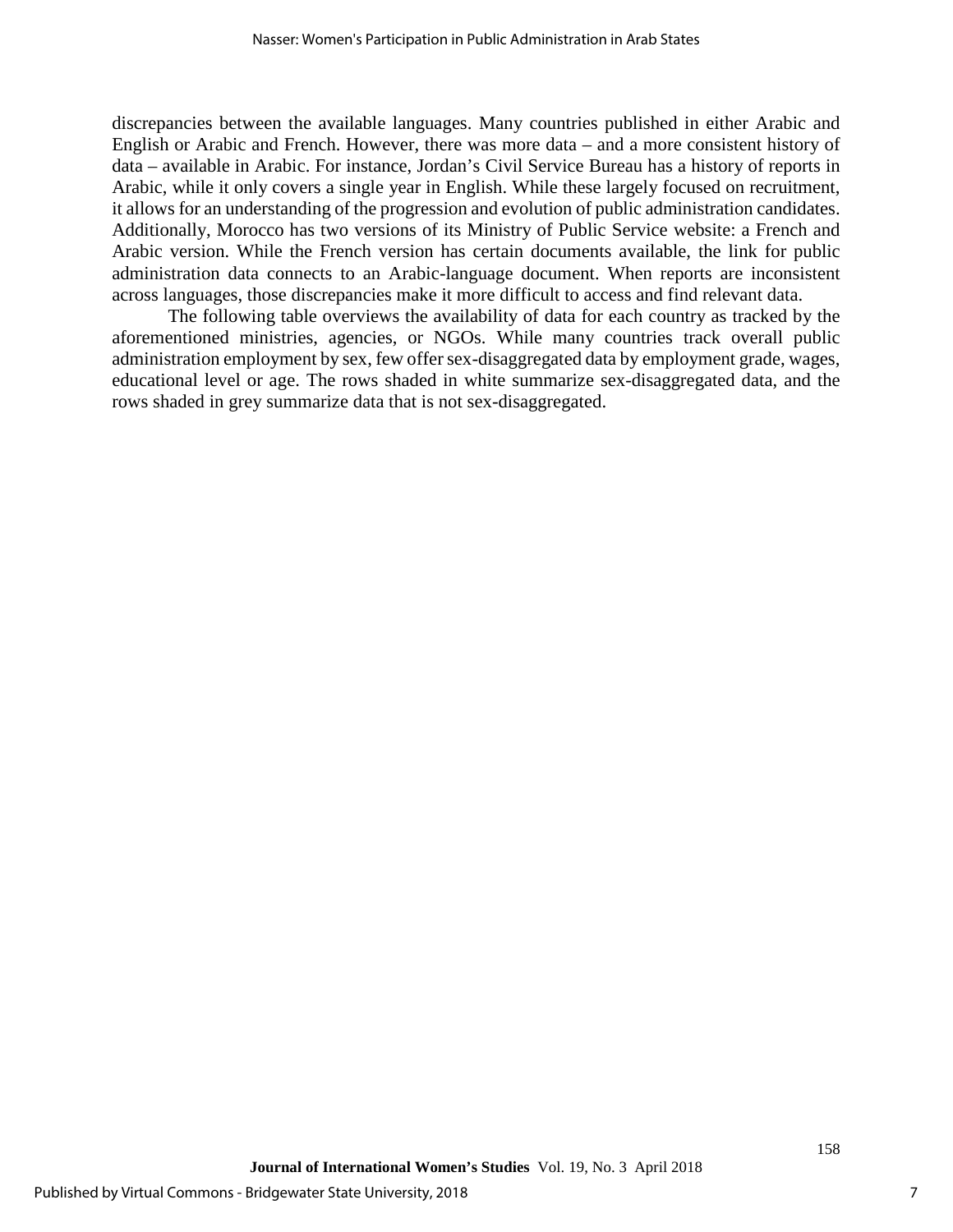discrepancies between the available languages. Many countries published in either Arabic and English or Arabic and French. However, there was more data – and a more consistent history of data – available in Arabic. For instance, Jordan's Civil Service Bureau has a history of reports in Arabic, while it only covers a single year in English. While these largely focused on recruitment, it allows for an understanding of the progression and evolution of public administration candidates. Additionally, Morocco has two versions of its Ministry of Public Service website: a French and Arabic version. While the French version has certain documents available, the link for public administration data connects to an Arabic-language document. When reports are inconsistent across languages, those discrepancies make it more difficult to access and find relevant data.

The following table overviews the availability of data for each country as tracked by the aforementioned ministries, agencies, or NGOs. While many countries track overall public administration employment by sex, few offer sex-disaggregated data by employment grade, wages, educational level or age. The rows shaded in white summarize sex-disaggregated data, and the rows shaded in grey summarize data that is not sex-disaggregated.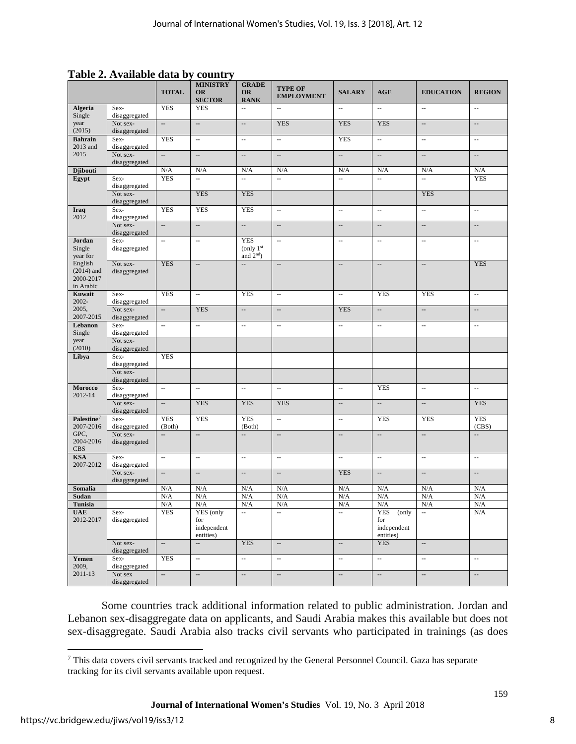**Table 2. Available data by country**

| | | TOTAL | MINISTRY OR SECTOR | GRADE OR RANK | TYPE OF EMPLOYMENT | SALARY | AGE | EDUCATION | REGION |
|---|---|---|---|---|---|---|---|---|---|
| **Algeria** Single year (2015) | Sex-disaggregated | YES | YES | -- | -- | -- | -- | -- | -- |
| | Not sex-disaggregated | -- | -- | -- | YES | YES | YES | -- | -- |
| **Bahrain** 2013 and 2015 | Sex-disaggregated | YES | -- | -- | -- | YES | -- | -- | -- |
| | Not sex-disaggregated | -- | -- | -- | -- | -- | -- | -- | -- |
| **Djibouti** | | N/A | N/A | N/A | N/A | N/A | N/A | N/A | N/A |
| **Egypt** | Sex-disaggregated | YES | -- | -- | -- | -- | -- | -- | YES |
| | Not sex-disaggregated | | YES | YES | | | | YES | |
| **Iraq** 2012 | Sex-disaggregated | YES | YES | YES | -- | -- | -- | -- | -- |
| | Not sex-disaggregated | -- | -- | -- | -- | -- | -- | -- | -- |
| **Jordan** Single year for English (2014) and 2000-2017 in Arabic | Sex-disaggregated | -- | -- | YES (only 1st and 2nd) | -- | -- | -- | -- | -- |
| | Not sex-disaggregated | YES | -- | -- | -- | -- | -- | -- | YES |
| **Kuwait** 2002-2005, 2007-2015 | Sex-disaggregated | YES | -- | YES | -- | -- | YES | YES | -- |
| | Not sex-disaggregated | -- | YES | -- | -- | YES | -- | -- | -- |
| **Lebanon** Single year (2010) | Sex-disaggregated | -- | -- | -- | -- | -- | -- | -- | -- |
| | Not sex-disaggregated | | | | | | | | |
| **Libya** | Sex-disaggregated | YES | | | | | | | |
| | Not sex-disaggregated | | | | | | | | |
| **Morocco** 2012-14 | Sex-disaggregated | -- | -- | -- | -- | -- | YES | -- | -- |
| | Not sex-disaggregated | -- | YES | YES | YES | -- | -- | -- | YES |
| **Palestine**[7] 2007-2016 GPC, 2004-2016 CBS | Sex-disaggregated | YES (Both) | YES | YES (Both) | -- | -- | YES | YES | YES (CBS) |
| | Not sex-disaggregated | -- | -- | -- | -- | -- | -- | -- | -- |
| **KSA** 2007-2012 | Sex-disaggregated | -- | -- | -- | -- | -- | -- | -- | -- |
| | Not sex-disaggregated | -- | -- | -- | -- | YES | -- | -- | -- |
| **Somalia** | | N/A | N/A | N/A | N/A | N/A | N/A | N/A | N/A |
| **Sudan** | | N/A | N/A | N/A | N/A | N/A | N/A | N/A | N/A |
| **Tunisia** | | N/A | N/A | N/A | N/A | N/A | N/A | N/A | N/A |
| **UAE** 2012-2017 | Sex-disaggregated | YES | YES (only for independent entities) | -- | -- | -- | YES (only for independent entities) | -- | N/A |
| | Not sex-disaggregated | -- | -- | YES | -- | -- | YES | -- | |
| **Yemen** 2009, 2011-13 | Sex-disaggregated | YES | -- | -- | -- | -- | -- | -- | -- |
| | Not sex disaggregated | -- | -- | -- | -- | -- | -- | -- | -- |

Some countries track additional information related to public administration. Jordan and Lebanon sex-disaggregate data on applicants, and Saudi Arabia makes this available but does not sex-disaggregate. Saudi Arabia also tracks civil servants who participated in trainings (as does

[7] This data covers civil servants tracked and recognized by the General Personnel Council. Gaza has separate tracking for its civil servants available upon request.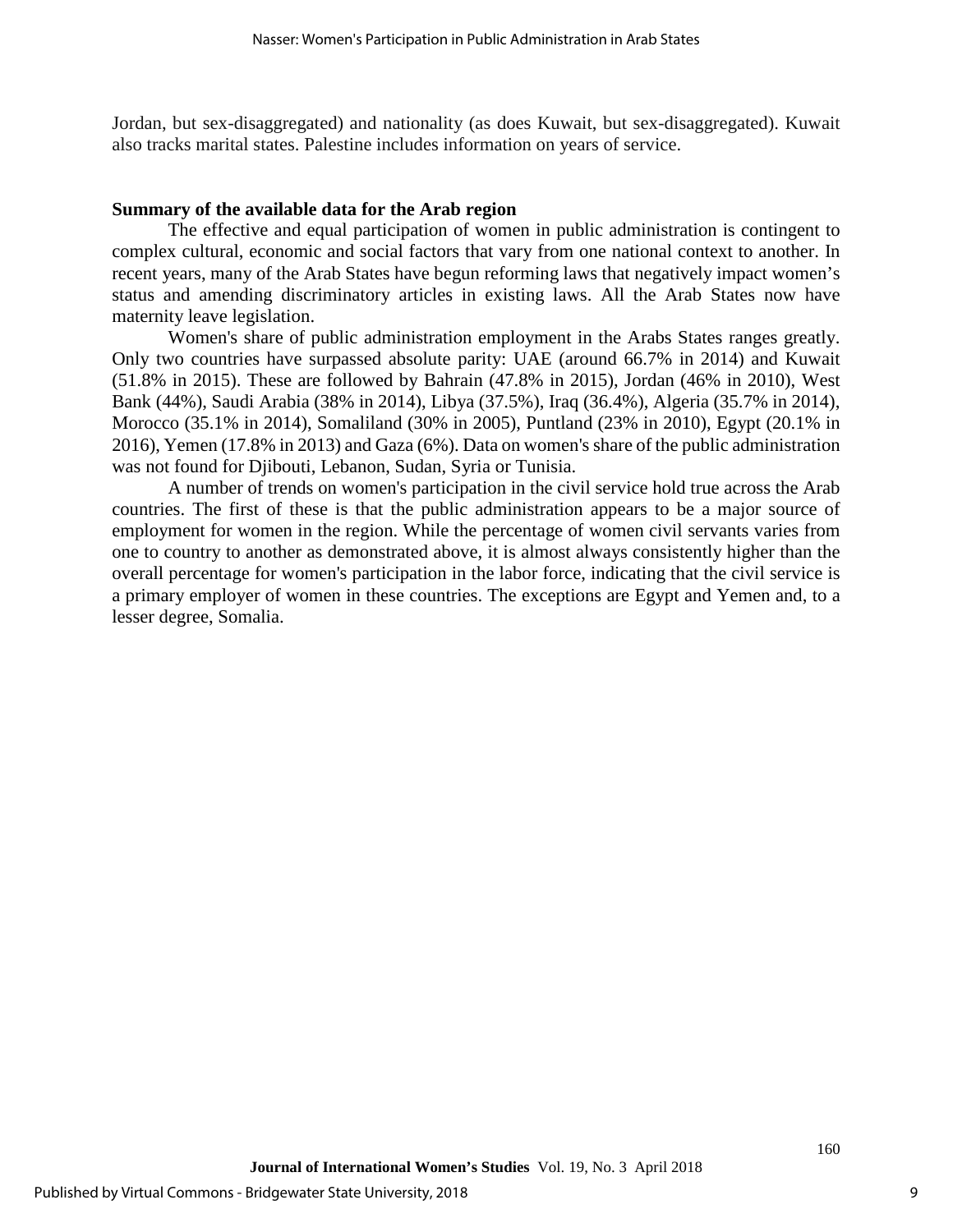Jordan, but sex-disaggregated) and nationality (as does Kuwait, but sex-disaggregated). Kuwait also tracks marital states. Palestine includes information on years of service.

**Summary of the available data for the Arab region**

The effective and equal participation of women in public administration is contingent to complex cultural, economic and social factors that vary from one national context to another. In recent years, many of the Arab States have begun reforming laws that negatively impact women's status and amending discriminatory articles in existing laws. All the Arab States now have maternity leave legislation.

Women's share of public administration employment in the Arabs States ranges greatly. Only two countries have surpassed absolute parity: UAE (around 66.7% in 2014) and Kuwait (51.8% in 2015). These are followed by Bahrain (47.8% in 2015), Jordan (46% in 2010), West Bank (44%), Saudi Arabia (38% in 2014), Libya (37.5%), Iraq (36.4%), Algeria (35.7% in 2014), Morocco (35.1% in 2014), Somaliland (30% in 2005), Puntland (23% in 2010), Egypt (20.1% in 2016), Yemen (17.8% in 2013) and Gaza (6%). Data on women's share of the public administration was not found for Djibouti, Lebanon, Sudan, Syria or Tunisia.

A number of trends on women's participation in the civil service hold true across the Arab countries. The first of these is that the public administration appears to be a major source of employment for women in the region. While the percentage of women civil servants varies from one to country to another as demonstrated above, it is almost always consistently higher than the overall percentage for women's participation in the labor force, indicating that the civil service is a primary employer of women in these countries. The exceptions are Egypt and Yemen and, to a lesser degree, Somalia.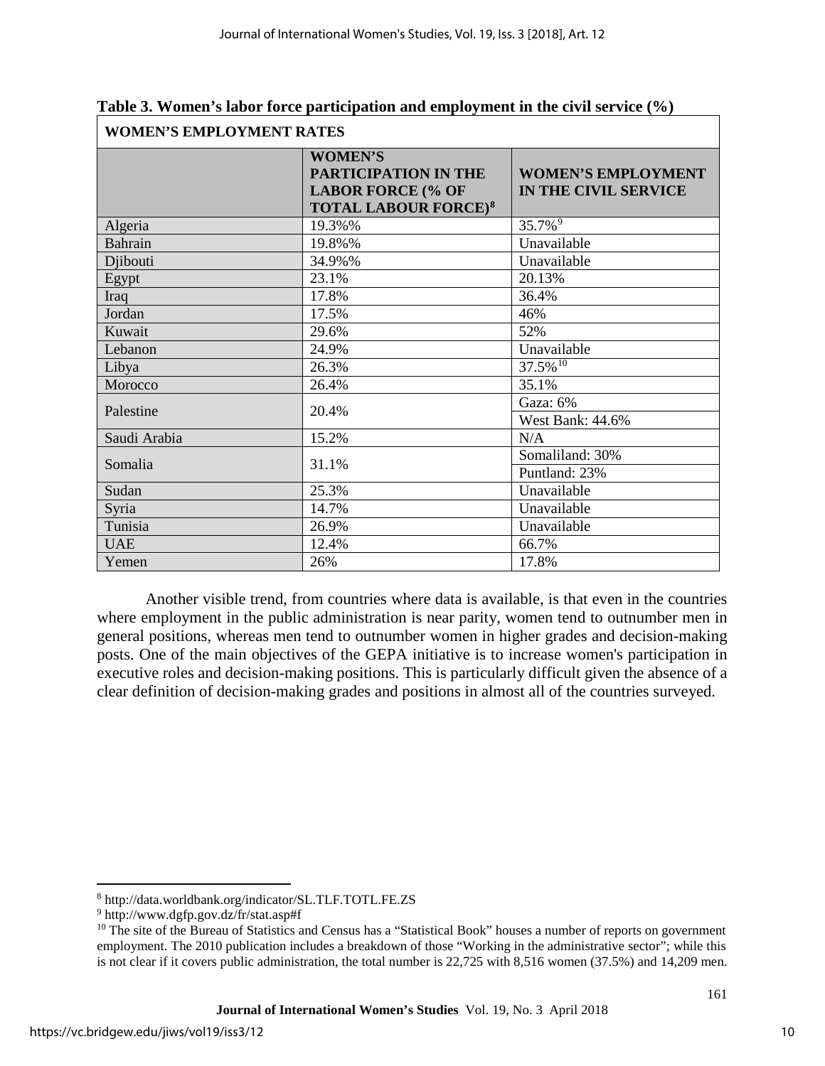**Table 3. Women's labor force participation and employment in the civil service (%)**

| WOMEN'S EMPLOYMENT RATES | | |
|---|---|---|
| | WOMEN'S PARTICIPATION IN THE LABOR FORCE (% OF TOTAL LABOUR FORCE)[8] | WOMEN'S EMPLOYMENT IN THE CIVIL SERVICE |
| Algeria | 19.3%% | 35.7%[9] |
| Bahrain | 19.8%% | Unavailable |
| Djibouti | 34.9%% | Unavailable |
| Egypt | 23.1% | 20.13% |
| Iraq | 17.8% | 36.4% |
| Jordan | 17.5% | 46% |
| Kuwait | 29.6% | 52% |
| Lebanon | 24.9% | Unavailable |
| Libya | 26.3% | 37.5%[10] |
| Morocco | 26.4% | 35.1% |
| Palestine | 20.4% | Gaza: 6% |
| | | West Bank: 44.6% |
| Saudi Arabia | 15.2% | N/A |
| Somalia | 31.1% | Somaliland: 30% |
| | | Puntland: 23% |
| Sudan | 25.3% | Unavailable |
| Syria | 14.7% | Unavailable |
| Tunisia | 26.9% | Unavailable |
| UAE | 12.4% | 66.7% |
| Yemen | 26% | 17.8% |

Another visible trend, from countries where data is available, is that even in the countries where employment in the public administration is near parity, women tend to outnumber men in general positions, whereas men tend to outnumber women in higher grades and decision-making posts. One of the main objectives of the GEPA initiative is to increase women's participation in executive roles and decision-making positions. This is particularly difficult given the absence of a clear definition of decision-making grades and positions in almost all of the countries surveyed.

---

[8] http://data.worldbank.org/indicator/SL.TLF.TOTL.FE.ZS

[9] http://www.dgfp.gov.dz/fr/stat.asp#f

[10] The site of the Bureau of Statistics and Census has a "Statistical Book" houses a number of reports on government employment. The 2010 publication includes a breakdown of those "Working in the administrative sector"; while this is not clear if it covers public administration, the total number is 22,725 with 8,516 women (37.5%) and 14,209 men.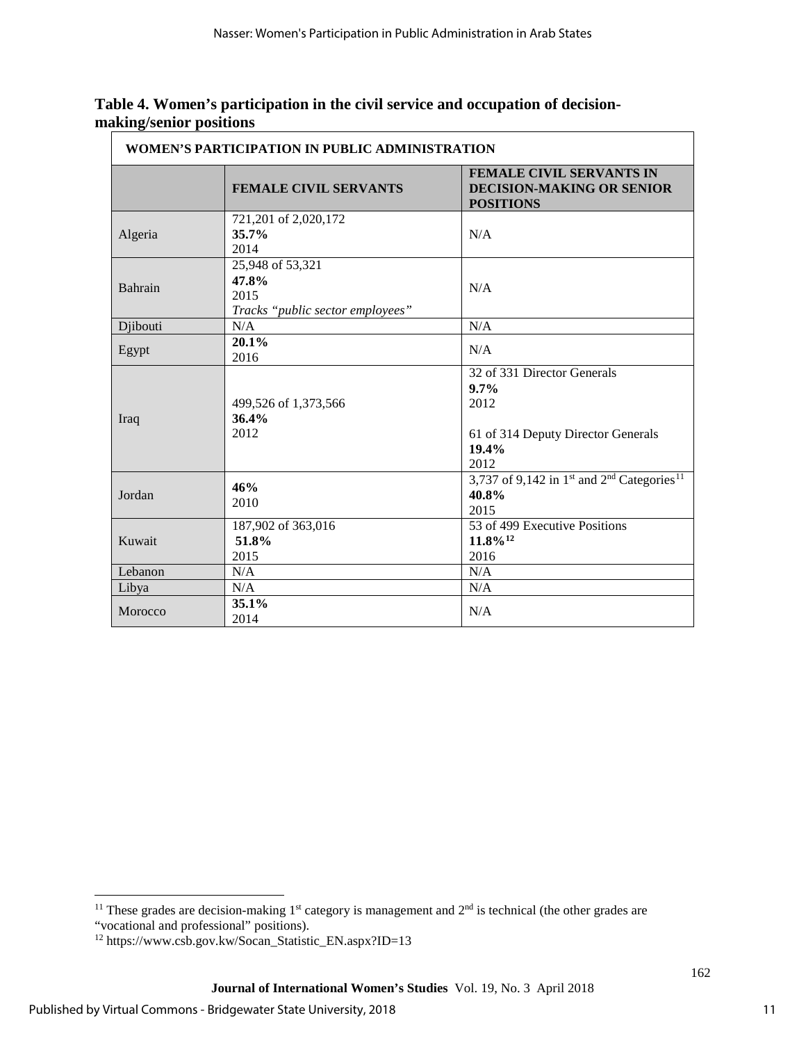**Table 4. Women's participation in the civil service and occupation of decision-making/senior positions**

| WOMEN'S PARTICIPATION IN PUBLIC ADMINISTRATION | | |
|---|---|---|
| | **FEMALE CIVIL SERVANTS** | **FEMALE CIVIL SERVANTS IN DECISION-MAKING OR SENIOR POSITIONS** |
| Algeria | 721,201 of 2,020,172<br>**35.7%**<br>2014 | N/A |
| Bahrain | 25,948 of 53,321<br>**47.8%**<br>2015<br>*Tracks "public sector employees"* | N/A |
| Djibouti | N/A | N/A |
| Egypt | **20.1%**<br>2016 | N/A |
| Iraq | 499,526 of 1,373,566<br>**36.4%**<br>2012 | 32 of 331 Director Generals<br>**9.7%**<br>2012<br><br>61 of 314 Deputy Director Generals<br>**19.4%**<br>2012 |
| Jordan | **46%**<br>2010 | 3,737 of 9,142 in 1st and 2nd Categories[11]<br>**40.8%**<br>2015 |
| Kuwait | 187,902 of 363,016<br>**51.8%**<br>2015 | 53 of 499 Executive Positions<br>**11.8%**[12]<br>2016 |
| Lebanon | N/A | N/A |
| Libya | N/A | N/A |
| Morocco | **35.1%**<br>2014 | N/A |

[11] These grades are decision-making 1st category is management and 2nd is technical (the other grades are "vocational and professional" positions).

[12] https://www.csb.gov.kw/Socan_Statistic_EN.aspx?ID=13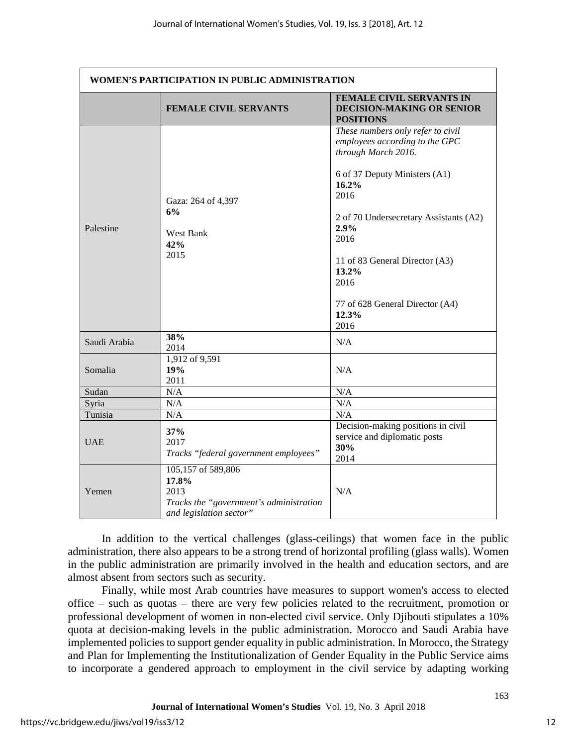| WOMEN'S PARTICIPATION IN PUBLIC ADMINISTRATION | | |
|---|---|---|
| | **FEMALE CIVIL SERVANTS** | **FEMALE CIVIL SERVANTS IN DECISION-MAKING OR SENIOR POSITIONS** |
| Palestine | Gaza: 264 of 4,397<br>**6%**<br><br>West Bank<br>**42%**<br>2015 | *These numbers only refer to civil employees according to the GPC through March 2016.*<br><br>6 of 37 Deputy Ministers (A1)<br>**16.2%**<br>2016<br><br>2 of 70 Undersecretary Assistants (A2)<br>**2.9%**<br>2016<br><br>11 of 83 General Director (A3)<br>**13.2%**<br>2016<br><br>77 of 628 General Director (A4)<br>**12.3%**<br>2016 |
| Saudi Arabia | **38%**<br>2014 | N/A |
| Somalia | 1,912 of 9,591<br>**19%**<br>2011 | N/A |
| Sudan | N/A | N/A |
| Syria | N/A | N/A |
| Tunisia | N/A | N/A |
| UAE | **37%**<br>2017<br>*Tracks "federal government employees"* | Decision-making positions in civil service and diplomatic posts<br>**30%**<br>2014 |
| Yemen | 105,157 of 589,806<br>**17.8%**<br>2013<br>*Tracks the "government's administration and legislation sector"* | N/A |

In addition to the vertical challenges (glass-ceilings) that women face in the public administration, there also appears to be a strong trend of horizontal profiling (glass walls). Women in the public administration are primarily involved in the health and education sectors, and are almost absent from sectors such as security.

Finally, while most Arab countries have measures to support women's access to elected office – such as quotas – there are very few policies related to the recruitment, promotion or professional development of women in non-elected civil service. Only Djibouti stipulates a 10% quota at decision-making levels in the public administration. Morocco and Saudi Arabia have implemented policies to support gender equality in public administration. In Morocco, the Strategy and Plan for Implementing the Institutionalization of Gender Equality in the Public Service aims to incorporate a gendered approach to employment in the civil service by adapting working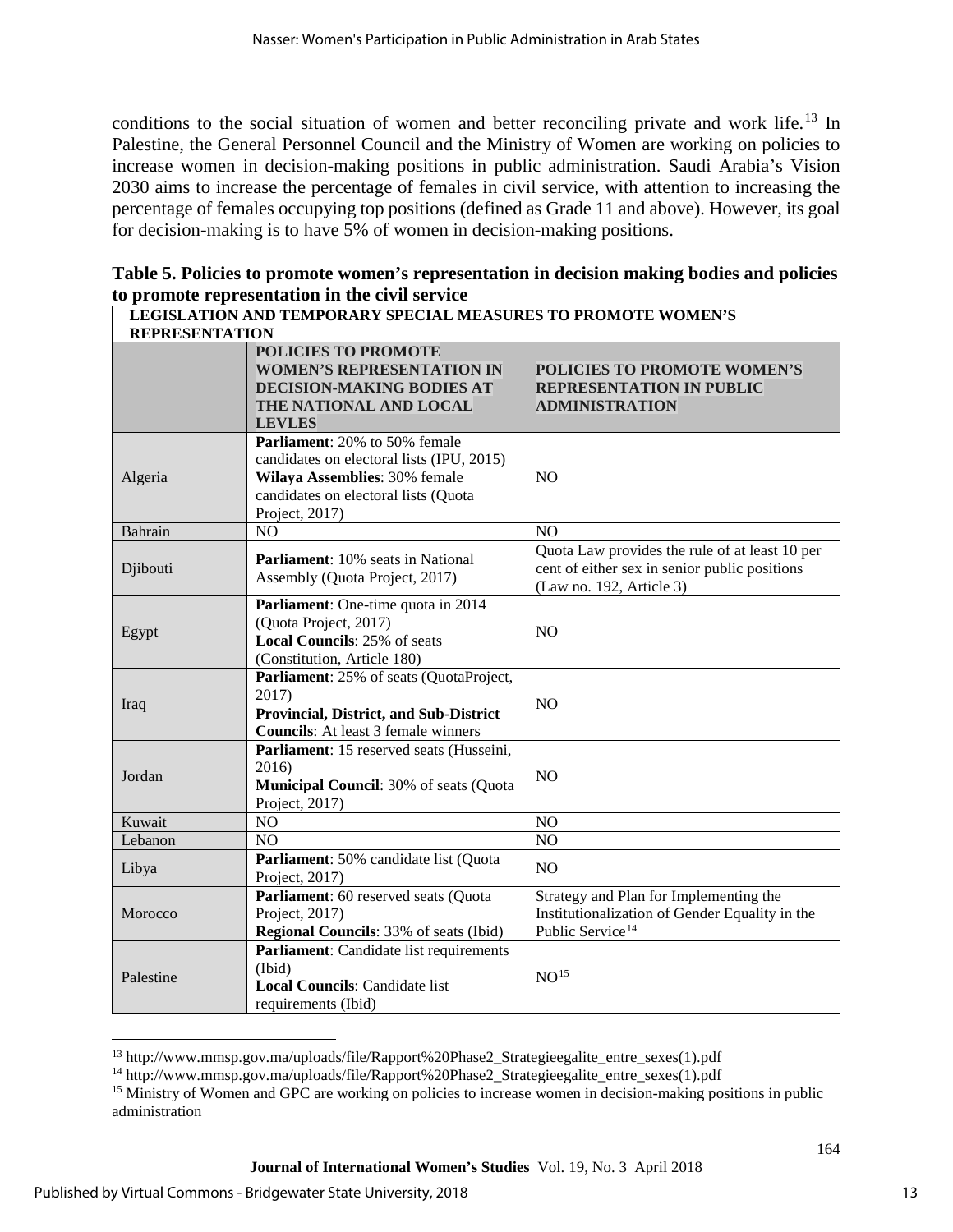conditions to the social situation of women and better reconciling private and work life.[13] In Palestine, the General Personnel Council and the Ministry of Women are working on policies to increase women in decision-making positions in public administration. Saudi Arabia's Vision 2030 aims to increase the percentage of females in civil service, with attention to increasing the percentage of females occupying top positions (defined as Grade 11 and above). However, its goal for decision-making is to have 5% of women in decision-making positions.

**Table 5. Policies to promote women's representation in decision making bodies and policies to promote representation in the civil service**

| LEGISLATION AND TEMPORARY SPECIAL MEASURES TO PROMOTE WOMEN'S REPRESENTATION | | |
|---|---|---|
| | **POLICIES TO PROMOTE WOMEN'S REPRESENTATION IN DECISION-MAKING BODIES AT THE NATIONAL AND LOCAL LEVLES** | **POLICIES TO PROMOTE WOMEN'S REPRESENTATION IN PUBLIC ADMINISTRATION** |
| Algeria | **Parliament**: 20% to 50% female candidates on electoral lists (IPU, 2015) **Wilaya Assemblies**: 30% female candidates on electoral lists (Quota Project, 2017) | NO |
| Bahrain | NO | NO |
| Djibouti | **Parliament**: 10% seats in National Assembly (Quota Project, 2017) | Quota Law provides the rule of at least 10 per cent of either sex in senior public positions (Law no. 192, Article 3) |
| Egypt | **Parliament**: One-time quota in 2014 (Quota Project, 2017) **Local Councils**: 25% of seats (Constitution, Article 180) | NO |
| Iraq | **Parliament**: 25% of seats (QuotaProject, 2017) **Provincial, District, and Sub-District Councils**: At least 3 female winners | NO |
| Jordan | **Parliament**: 15 reserved seats (Husseini, 2016) **Municipal Council**: 30% of seats (Quota Project, 2017) | NO |
| Kuwait | NO | NO |
| Lebanon | NO | NO |
| Libya | **Parliament**: 50% candidate list (Quota Project, 2017) | NO |
| Morocco | **Parliament**: 60 reserved seats (Quota Project, 2017) **Regional Councils**: 33% of seats (Ibid) | Strategy and Plan for Implementing the Institutionalization of Gender Equality in the Public Service[14] |
| Palestine | **Parliament**: Candidate list requirements (Ibid) **Local Councils**: Candidate list requirements (Ibid) | NO[15] |

[13] http://www.mmsp.gov.ma/uploads/file/Rapport%20Phase2_Strategieegalite_entre_sexes(1).pdf

[14] http://www.mmsp.gov.ma/uploads/file/Rapport%20Phase2_Strategieegalite_entre_sexes(1).pdf

[15] Ministry of Women and GPC are working on policies to increase women in decision-making positions in public administration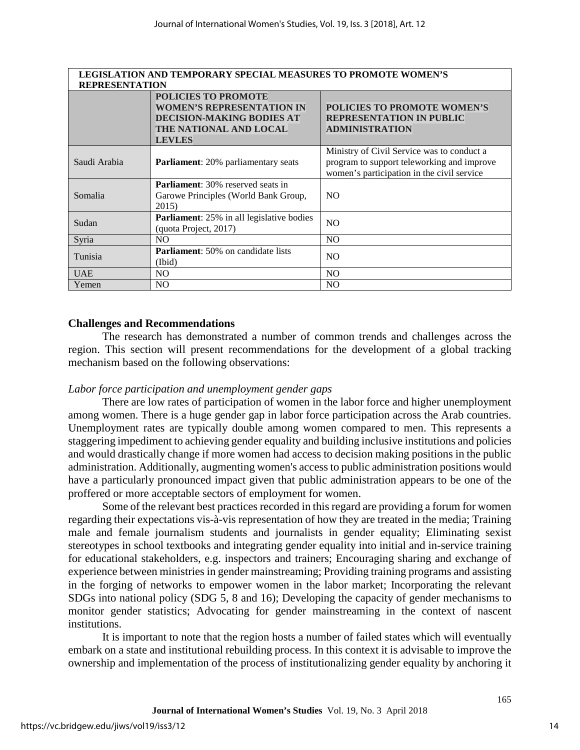| LEGISLATION AND TEMPORARY SPECIAL MEASURES TO PROMOTE WOMEN'S REPRESENTATION | | |
|---|---|---|
| | **POLICIES TO PROMOTE WOMEN'S REPRESENTATION IN DECISION-MAKING BODIES AT THE NATIONAL AND LOCAL LEVLES** | **POLICIES TO PROMOTE WOMEN'S REPRESENTATION IN PUBLIC ADMINISTRATION** |
| Saudi Arabia | **Parliament**: 20% parliamentary seats | Ministry of Civil Service was to conduct a program to support teleworking and improve women's participation in the civil service |
| Somalia | **Parliament**: 30% reserved seats in Garowe Principles (World Bank Group, 2015) | NO |
| Sudan | **Parliament**: 25% in all legislative bodies (quota Project, 2017) | NO |
| Syria | NO | NO |
| Tunisia | **Parliament**: 50% on candidate lists (Ibid) | NO |
| UAE | NO | NO |
| Yemen | NO | NO |

## Challenges and Recommendations

The research has demonstrated a number of common trends and challenges across the region. This section will present recommendations for the development of a global tracking mechanism based on the following observations:

*Labor force participation and unemployment gender gaps*

There are low rates of participation of women in the labor force and higher unemployment among women. There is a huge gender gap in labor force participation across the Arab countries. Unemployment rates are typically double among women compared to men. This represents a staggering impediment to achieving gender equality and building inclusive institutions and policies and would drastically change if more women had access to decision making positions in the public administration. Additionally, augmenting women's access to public administration positions would have a particularly pronounced impact given that public administration appears to be one of the proffered or more acceptable sectors of employment for women.

Some of the relevant best practices recorded in this regard are providing a forum for women regarding their expectations vis-à-vis representation of how they are treated in the media; Training male and female journalism students and journalists in gender equality; Eliminating sexist stereotypes in school textbooks and integrating gender equality into initial and in-service training for educational stakeholders, e.g. inspectors and trainers; Encouraging sharing and exchange of experience between ministries in gender mainstreaming; Providing training programs and assisting in the forging of networks to empower women in the labor market; Incorporating the relevant SDGs into national policy (SDG 5, 8 and 16); Developing the capacity of gender mechanisms to monitor gender statistics; Advocating for gender mainstreaming in the context of nascent institutions.

It is important to note that the region hosts a number of failed states which will eventually embark on a state and institutional rebuilding process. In this context it is advisable to improve the ownership and implementation of the process of institutionalizing gender equality by anchoring it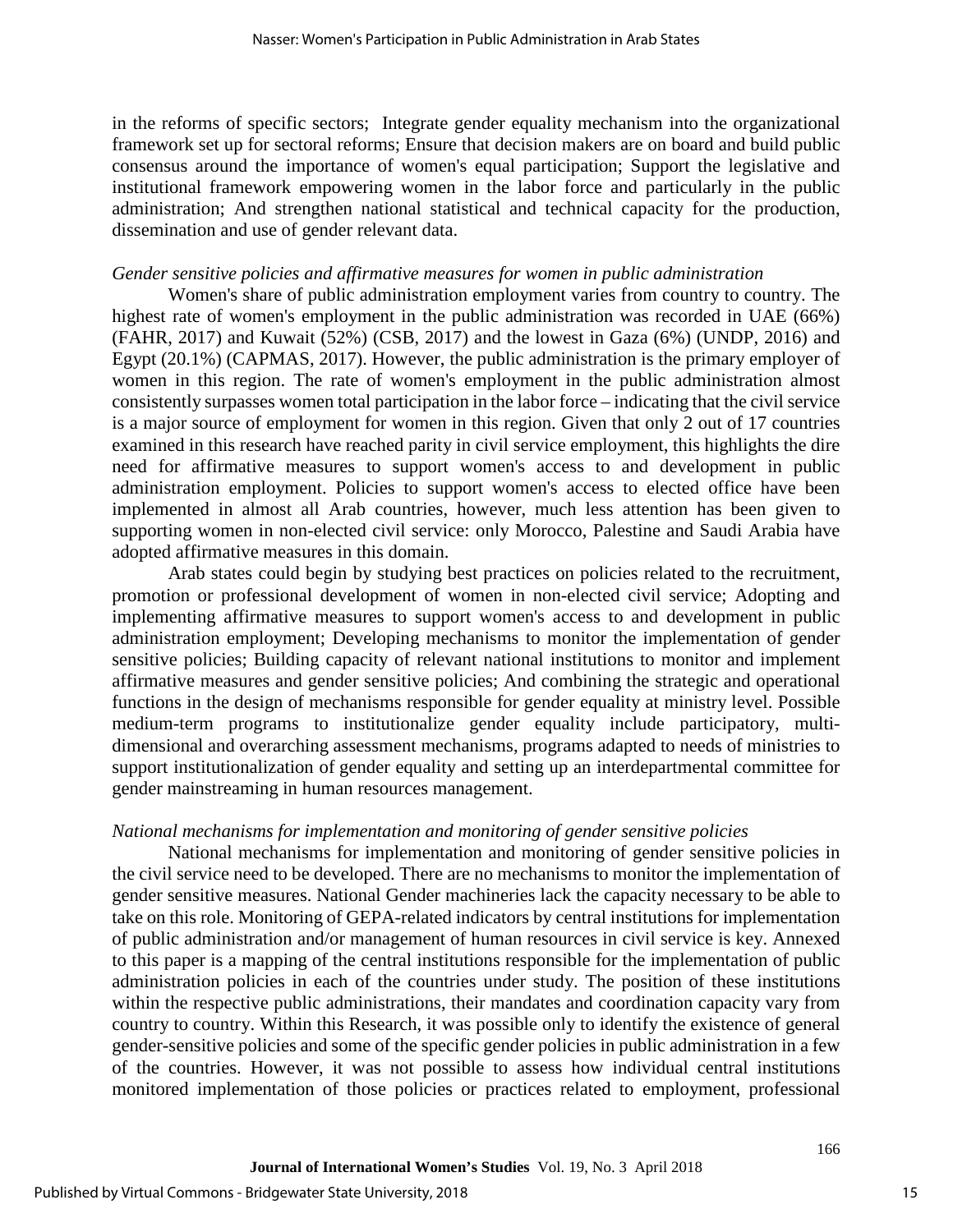in the reforms of specific sectors; Integrate gender equality mechanism into the organizational framework set up for sectoral reforms; Ensure that decision makers are on board and build public consensus around the importance of women's equal participation; Support the legislative and institutional framework empowering women in the labor force and particularly in the public administration; And strengthen national statistical and technical capacity for the production, dissemination and use of gender relevant data.

*Gender sensitive policies and affirmative measures for women in public administration*

Women's share of public administration employment varies from country to country. The highest rate of women's employment in the public administration was recorded in UAE (66%) (FAHR, 2017) and Kuwait (52%) (CSB, 2017) and the lowest in Gaza (6%) (UNDP, 2016) and Egypt (20.1%) (CAPMAS, 2017). However, the public administration is the primary employer of women in this region. The rate of women's employment in the public administration almost consistently surpasses women total participation in the labor force – indicating that the civil service is a major source of employment for women in this region. Given that only 2 out of 17 countries examined in this research have reached parity in civil service employment, this highlights the dire need for affirmative measures to support women's access to and development in public administration employment. Policies to support women's access to elected office have been implemented in almost all Arab countries, however, much less attention has been given to supporting women in non-elected civil service: only Morocco, Palestine and Saudi Arabia have adopted affirmative measures in this domain.

Arab states could begin by studying best practices on policies related to the recruitment, promotion or professional development of women in non-elected civil service; Adopting and implementing affirmative measures to support women's access to and development in public administration employment; Developing mechanisms to monitor the implementation of gender sensitive policies; Building capacity of relevant national institutions to monitor and implement affirmative measures and gender sensitive policies; And combining the strategic and operational functions in the design of mechanisms responsible for gender equality at ministry level. Possible medium-term programs to institutionalize gender equality include participatory, multi-dimensional and overarching assessment mechanisms, programs adapted to needs of ministries to support institutionalization of gender equality and setting up an interdepartmental committee for gender mainstreaming in human resources management.

*National mechanisms for implementation and monitoring of gender sensitive policies*

National mechanisms for implementation and monitoring of gender sensitive policies in the civil service need to be developed. There are no mechanisms to monitor the implementation of gender sensitive measures. National Gender machineries lack the capacity necessary to be able to take on this role. Monitoring of GEPA-related indicators by central institutions for implementation of public administration and/or management of human resources in civil service is key. Annexed to this paper is a mapping of the central institutions responsible for the implementation of public administration policies in each of the countries under study. The position of these institutions within the respective public administrations, their mandates and coordination capacity vary from country to country. Within this Research, it was possible only to identify the existence of general gender-sensitive policies and some of the specific gender policies in public administration in a few of the countries. However, it was not possible to assess how individual central institutions monitored implementation of those policies or practices related to employment, professional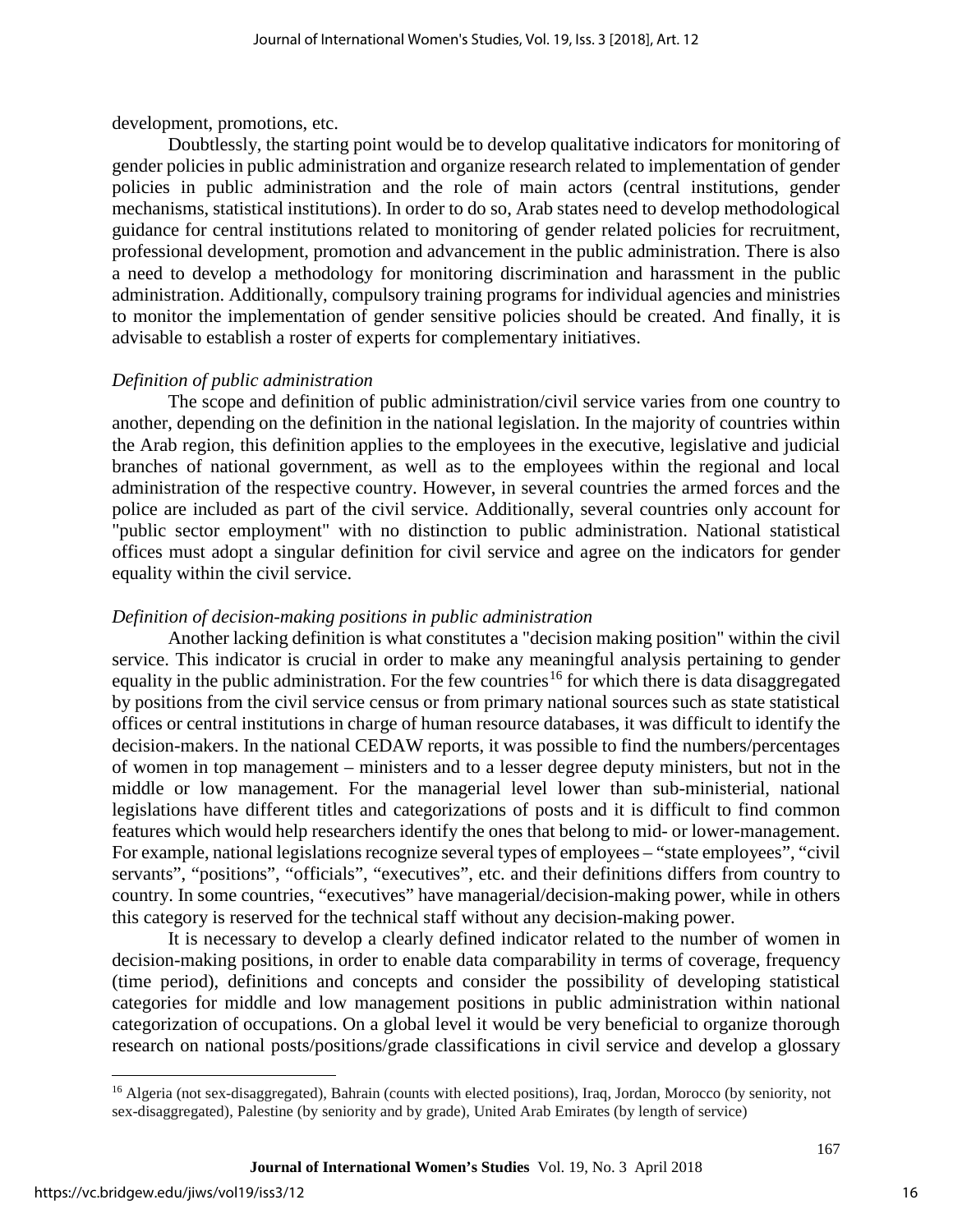development, promotions, etc.

Doubtlessly, the starting point would be to develop qualitative indicators for monitoring of gender policies in public administration and organize research related to implementation of gender policies in public administration and the role of main actors (central institutions, gender mechanisms, statistical institutions). In order to do so, Arab states need to develop methodological guidance for central institutions related to monitoring of gender related policies for recruitment, professional development, promotion and advancement in the public administration. There is also a need to develop a methodology for monitoring discrimination and harassment in the public administration. Additionally, compulsory training programs for individual agencies and ministries to monitor the implementation of gender sensitive policies should be created. And finally, it is advisable to establish a roster of experts for complementary initiatives.

*Definition of public administration*

The scope and definition of public administration/civil service varies from one country to another, depending on the definition in the national legislation. In the majority of countries within the Arab region, this definition applies to the employees in the executive, legislative and judicial branches of national government, as well as to the employees within the regional and local administration of the respective country. However, in several countries the armed forces and the police are included as part of the civil service. Additionally, several countries only account for "public sector employment" with no distinction to public administration. National statistical offices must adopt a singular definition for civil service and agree on the indicators for gender equality within the civil service.

*Definition of decision-making positions in public administration*

Another lacking definition is what constitutes a "decision making position" within the civil service. This indicator is crucial in order to make any meaningful analysis pertaining to gender equality in the public administration. For the few countries[16] for which there is data disaggregated by positions from the civil service census or from primary national sources such as state statistical offices or central institutions in charge of human resource databases, it was difficult to identify the decision-makers. In the national CEDAW reports, it was possible to find the numbers/percentages of women in top management – ministers and to a lesser degree deputy ministers, but not in the middle or low management. For the managerial level lower than sub-ministerial, national legislations have different titles and categorizations of posts and it is difficult to find common features which would help researchers identify the ones that belong to mid- or lower-management. For example, national legislations recognize several types of employees – "state employees", "civil servants", "positions", "officials", "executives", etc. and their definitions differs from country to country. In some countries, "executives" have managerial/decision-making power, while in others this category is reserved for the technical staff without any decision-making power.

It is necessary to develop a clearly defined indicator related to the number of women in decision-making positions, in order to enable data comparability in terms of coverage, frequency (time period), definitions and concepts and consider the possibility of developing statistical categories for middle and low management positions in public administration within national categorization of occupations. On a global level it would be very beneficial to organize thorough research on national posts/positions/grade classifications in civil service and develop a glossary

[16] Algeria (not sex-disaggregated), Bahrain (counts with elected positions), Iraq, Jordan, Morocco (by seniority, not sex-disaggregated), Palestine (by seniority and by grade), United Arab Emirates (by length of service)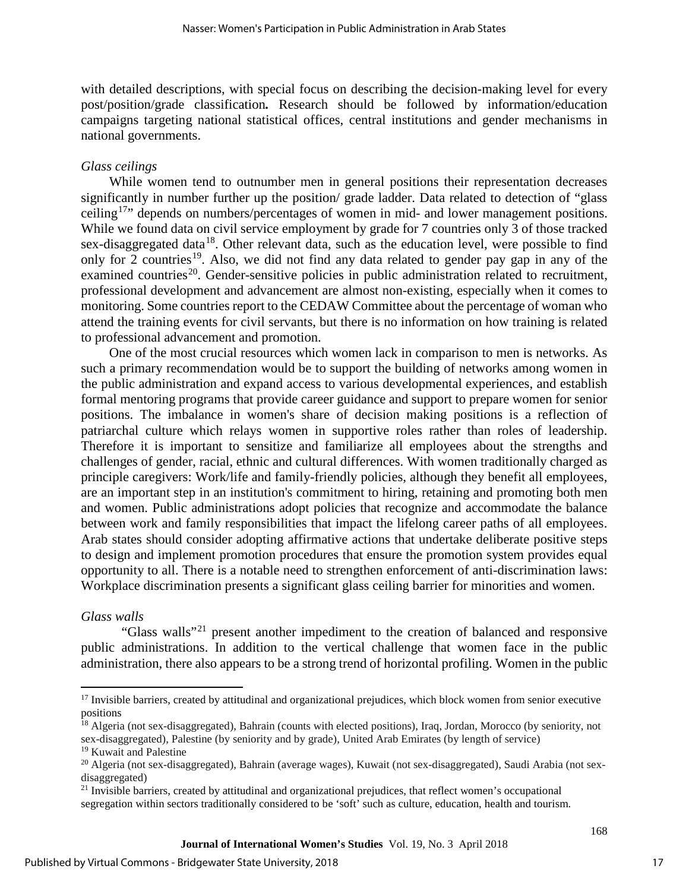with detailed descriptions, with special focus on describing the decision-making level for every post/position/grade classification**.** Research should be followed by information/education campaigns targeting national statistical offices, central institutions and gender mechanisms in national governments.

*Glass ceilings*

While women tend to outnumber men in general positions their representation decreases significantly in number further up the position/ grade ladder. Data related to detection of "glass ceiling[17]" depends on numbers/percentages of women in mid- and lower management positions. While we found data on civil service employment by grade for 7 countries only 3 of those tracked sex-disaggregated data[18]. Other relevant data, such as the education level, were possible to find only for 2 countries[19]. Also, we did not find any data related to gender pay gap in any of the examined countries[20]. Gender-sensitive policies in public administration related to recruitment, professional development and advancement are almost non-existing, especially when it comes to monitoring. Some countries report to the CEDAW Committee about the percentage of woman who attend the training events for civil servants, but there is no information on how training is related to professional advancement and promotion.

One of the most crucial resources which women lack in comparison to men is networks. As such a primary recommendation would be to support the building of networks among women in the public administration and expand access to various developmental experiences, and establish formal mentoring programs that provide career guidance and support to prepare women for senior positions. The imbalance in women's share of decision making positions is a reflection of patriarchal culture which relays women in supportive roles rather than roles of leadership. Therefore it is important to sensitize and familiarize all employees about the strengths and challenges of gender, racial, ethnic and cultural differences. With women traditionally charged as principle caregivers: Work/life and family-friendly policies, although they benefit all employees, are an important step in an institution's commitment to hiring, retaining and promoting both men and women. Public administrations adopt policies that recognize and accommodate the balance between work and family responsibilities that impact the lifelong career paths of all employees. Arab states should consider adopting affirmative actions that undertake deliberate positive steps to design and implement promotion procedures that ensure the promotion system provides equal opportunity to all. There is a notable need to strengthen enforcement of anti-discrimination laws: Workplace discrimination presents a significant glass ceiling barrier for minorities and women.

*Glass walls*

"Glass walls"[21] present another impediment to the creation of balanced and responsive public administrations. In addition to the vertical challenge that women face in the public administration, there also appears to be a strong trend of horizontal profiling. Women in the public

---

[17] Invisible barriers, created by attitudinal and organizational prejudices, which block women from senior executive positions

[18] Algeria (not sex-disaggregated), Bahrain (counts with elected positions), Iraq, Jordan, Morocco (by seniority, not sex-disaggregated), Palestine (by seniority and by grade), United Arab Emirates (by length of service)

[19] Kuwait and Palestine

[20] Algeria (not sex-disaggregated), Bahrain (average wages), Kuwait (not sex-disaggregated), Saudi Arabia (not sex-disaggregated)

[21] Invisible barriers, created by attitudinal and organizational prejudices, that reflect women's occupational segregation within sectors traditionally considered to be 'soft' such as culture, education, health and tourism.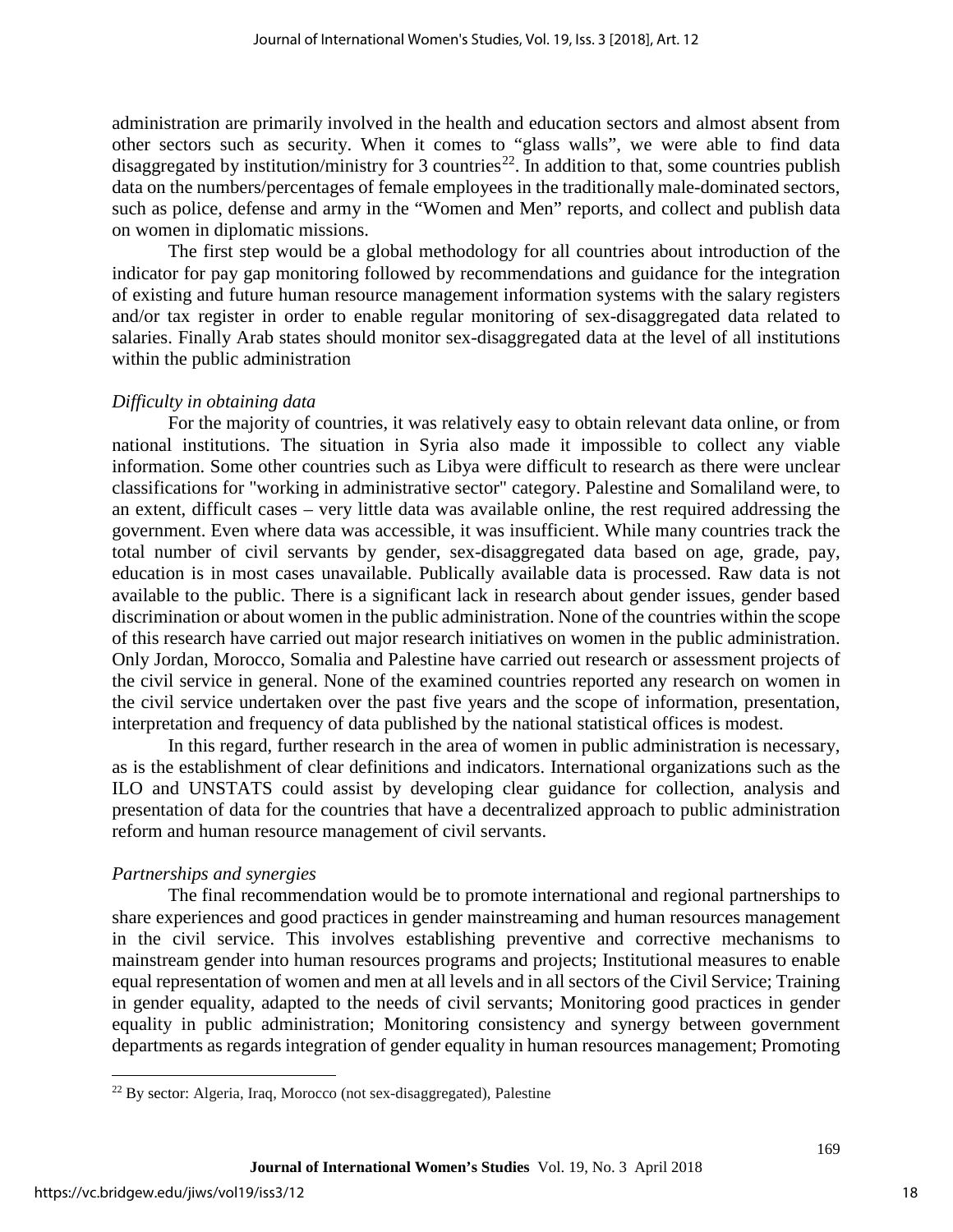administration are primarily involved in the health and education sectors and almost absent from other sectors such as security. When it comes to "glass walls", we were able to find data disaggregated by institution/ministry for 3 countries[22]. In addition to that, some countries publish data on the numbers/percentages of female employees in the traditionally male-dominated sectors, such as police, defense and army in the "Women and Men" reports, and collect and publish data on women in diplomatic missions.

The first step would be a global methodology for all countries about introduction of the indicator for pay gap monitoring followed by recommendations and guidance for the integration of existing and future human resource management information systems with the salary registers and/or tax register in order to enable regular monitoring of sex-disaggregated data related to salaries. Finally Arab states should monitor sex-disaggregated data at the level of all institutions within the public administration

*Difficulty in obtaining data*

For the majority of countries, it was relatively easy to obtain relevant data online, or from national institutions. The situation in Syria also made it impossible to collect any viable information. Some other countries such as Libya were difficult to research as there were unclear classifications for "working in administrative sector" category. Palestine and Somaliland were, to an extent, difficult cases – very little data was available online, the rest required addressing the government. Even where data was accessible, it was insufficient. While many countries track the total number of civil servants by gender, sex-disaggregated data based on age, grade, pay, education is in most cases unavailable. Publically available data is processed. Raw data is not available to the public. There is a significant lack in research about gender issues, gender based discrimination or about women in the public administration. None of the countries within the scope of this research have carried out major research initiatives on women in the public administration. Only Jordan, Morocco, Somalia and Palestine have carried out research or assessment projects of the civil service in general. None of the examined countries reported any research on women in the civil service undertaken over the past five years and the scope of information, presentation, interpretation and frequency of data published by the national statistical offices is modest.

In this regard, further research in the area of women in public administration is necessary, as is the establishment of clear definitions and indicators. International organizations such as the ILO and UNSTATS could assist by developing clear guidance for collection, analysis and presentation of data for the countries that have a decentralized approach to public administration reform and human resource management of civil servants.

*Partnerships and synergies*

The final recommendation would be to promote international and regional partnerships to share experiences and good practices in gender mainstreaming and human resources management in the civil service. This involves establishing preventive and corrective mechanisms to mainstream gender into human resources programs and projects; Institutional measures to enable equal representation of women and men at all levels and in all sectors of the Civil Service; Training in gender equality, adapted to the needs of civil servants; Monitoring good practices in gender equality in public administration; Monitoring consistency and synergy between government departments as regards integration of gender equality in human resources management; Promoting

[22] By sector: Algeria, Iraq, Morocco (not sex-disaggregated), Palestine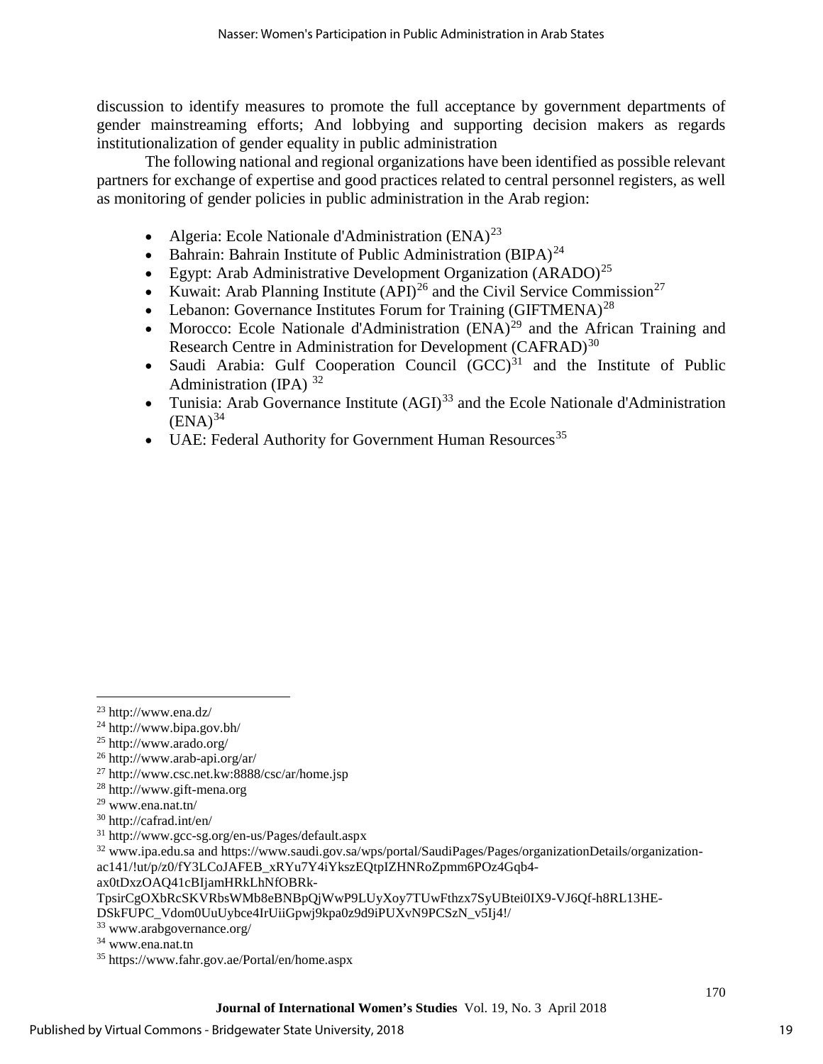discussion to identify measures to promote the full acceptance by government departments of gender mainstreaming efforts; And lobbying and supporting decision makers as regards institutionalization of gender equality in public administration

The following national and regional organizations have been identified as possible relevant partners for exchange of expertise and good practices related to central personnel registers, as well as monitoring of gender policies in public administration in the Arab region:

- Algeria: Ecole Nationale d'Administration (ENA)[23]
- Bahrain: Bahrain Institute of Public Administration (BIPA)[24]
- Egypt: Arab Administrative Development Organization (ARADO)[25]
- Kuwait: Arab Planning Institute (API)[26] and the Civil Service Commission[27]
- Lebanon: Governance Institutes Forum for Training (GIFTMENA)[28]
- Morocco: Ecole Nationale d'Administration (ENA)[29] and the African Training and Research Centre in Administration for Development (CAFRAD)[30]
- Saudi Arabia: Gulf Cooperation Council (GCC)[31] and the Institute of Public Administration (IPA) [32]
- Tunisia: Arab Governance Institute (AGI)[33] and the Ecole Nationale d'Administration (ENA)[34]
- UAE: Federal Authority for Government Human Resources[35]

---

[23] http://www.ena.dz/

[24] http://www.bipa.gov.bh/

[25] http://www.arado.org/

[26] http://www.arab-api.org/ar/

[27] http://www.csc.net.kw:8888/csc/ar/home.jsp

[28] http://www.gift-mena.org

[29] www.ena.nat.tn/

[30] http://cafrad.int/en/

[31] http://www.gcc-sg.org/en-us/Pages/default.aspx

[32] www.ipa.edu.sa and https://www.saudi.gov.sa/wps/portal/SaudiPages/Pages/organizationDetails/organization-ac141/!ut/p/z0/fY3LCoJAFEB_xRYu7Y4iYkszEQtpIZHNRoZpmm6POz4Gqb4-ax0tDxzOAQ41cBIjamHRkLhNfOBRk-TpsirCgOXbRcSKVRbsWMb8eBNBpQjWwP9LUyXoy7TUwFthzx7SyUBtei0IX9-VJ6Qf-h8RL13HE-DSkFUPC_Vdom0UuUybce4IrUiiGpwj9kpa0z9d9iPUXvN9PCSzN_v5Ij4!/

[33] www.arabgovernance.org/

[34] www.ena.nat.tn

[35] https://www.fahr.gov.ae/Portal/en/home.aspx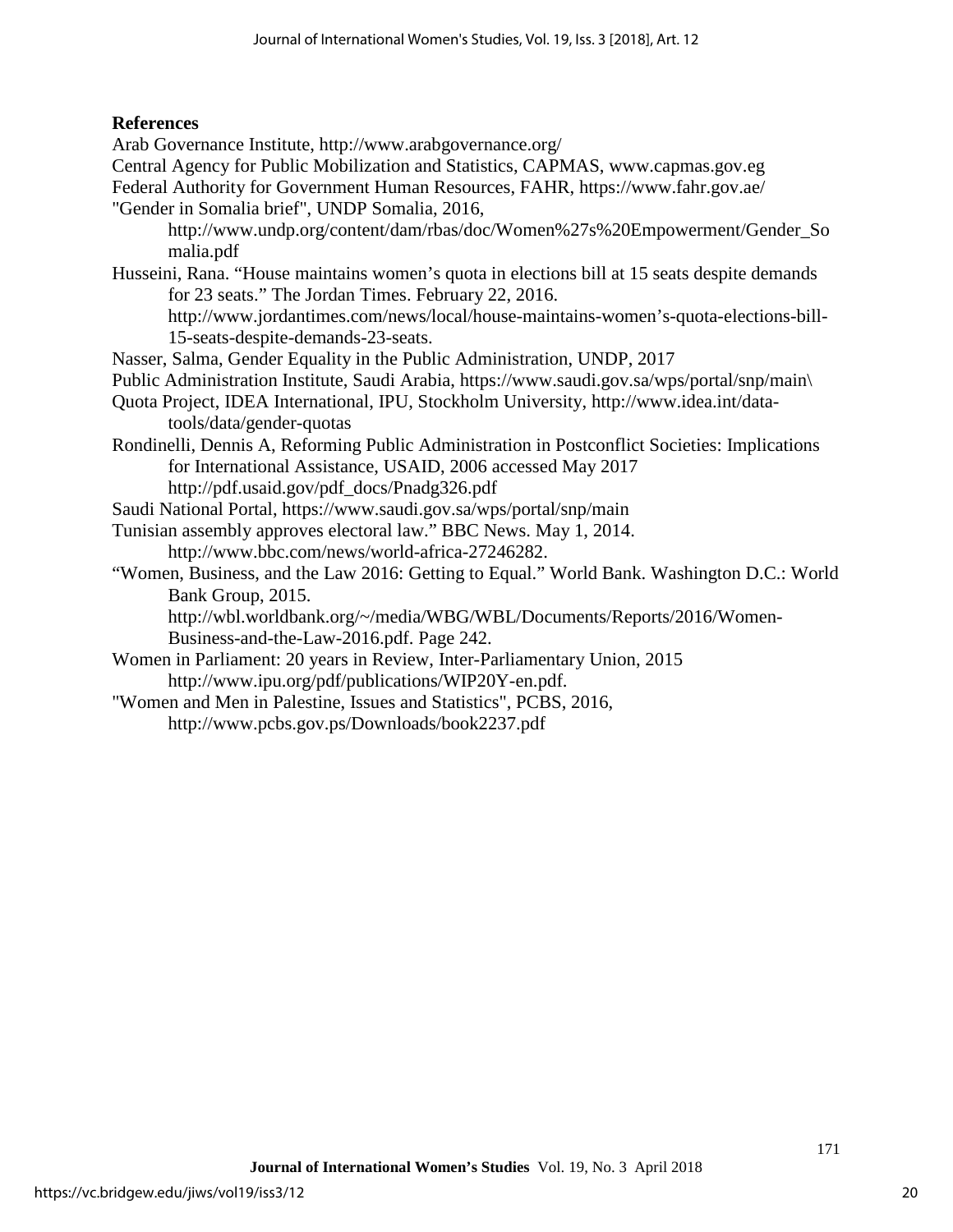## References

Arab Governance Institute, http://www.arabgovernance.org/

Central Agency for Public Mobilization and Statistics, CAPMAS, www.capmas.gov.eg

Federal Authority for Government Human Resources, FAHR, https://www.fahr.gov.ae/

"Gender in Somalia brief", UNDP Somalia, 2016, http://www.undp.org/content/dam/rbas/doc/Women%27s%20Empowerment/Gender_Somalia.pdf

Husseini, Rana. "House maintains women's quota in elections bill at 15 seats despite demands for 23 seats." The Jordan Times. February 22, 2016. http://www.jordantimes.com/news/local/house-maintains-women's-quota-elections-bill-15-seats-despite-demands-23-seats.

Nasser, Salma, Gender Equality in the Public Administration, UNDP, 2017

Public Administration Institute, Saudi Arabia, https://www.saudi.gov.sa/wps/portal/snp/main\

Quota Project, IDEA International, IPU, Stockholm University, http://www.idea.int/data-tools/data/gender-quotas

Rondinelli, Dennis A, Reforming Public Administration in Postconflict Societies: Implications for International Assistance, USAID, 2006 accessed May 2017 http://pdf.usaid.gov/pdf_docs/Pnadg326.pdf

Saudi National Portal, https://www.saudi.gov.sa/wps/portal/snp/main

Tunisian assembly approves electoral law." BBC News. May 1, 2014. http://www.bbc.com/news/world-africa-27246282.

"Women, Business, and the Law 2016: Getting to Equal." World Bank. Washington D.C.: World Bank Group, 2015. http://wbl.worldbank.org/~/media/WBG/WBL/Documents/Reports/2016/Women-Business-and-the-Law-2016.pdf. Page 242.

Women in Parliament: 20 years in Review, Inter-Parliamentary Union, 2015 http://www.ipu.org/pdf/publications/WIP20Y-en.pdf.

"Women and Men in Palestine, Issues and Statistics", PCBS, 2016, http://www.pcbs.gov.ps/Downloads/book2237.pdf